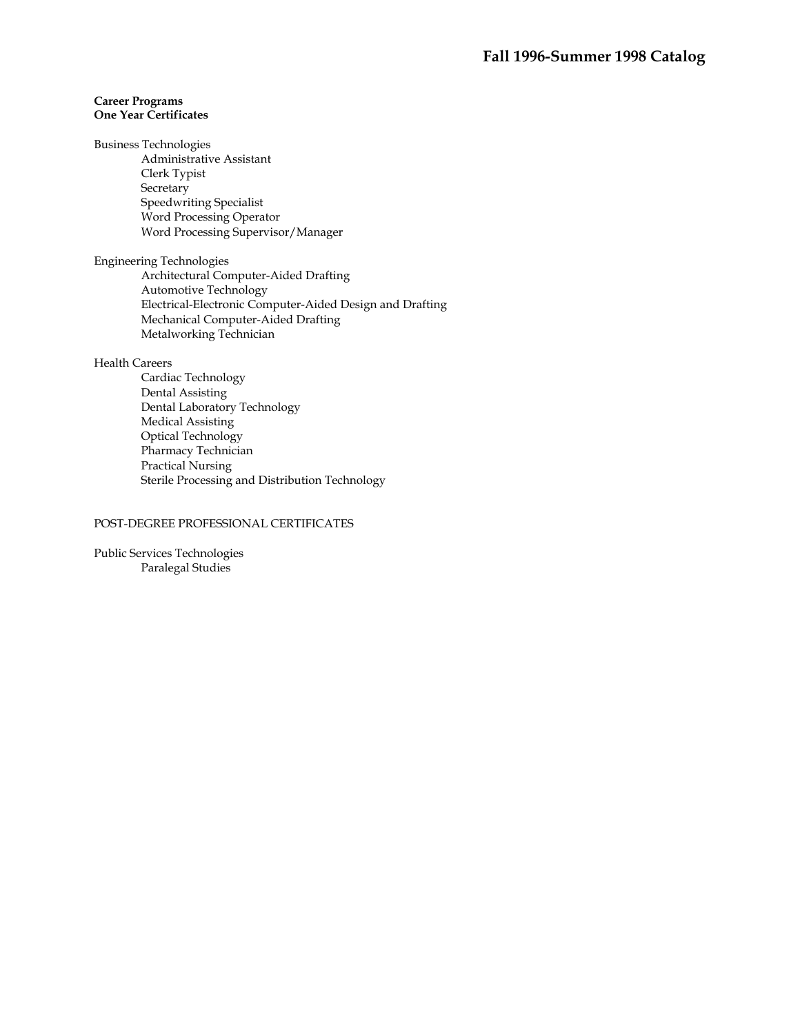# Fall 1996-Summer 1998 Catalog

**Career Programs**
**One Year Certificates**

Business Technologies
- Administrative Assistant
- Clerk Typist
- Secretary
- Speedwriting Specialist
- Word Processing Operator
- Word Processing Supervisor/Manager

Engineering Technologies
- Architectural Computer-Aided Drafting
- Automotive Technology
- Electrical-Electronic Computer-Aided Design and Drafting
- Mechanical Computer-Aided Drafting
- Metalworking Technician

Health Careers
- Cardiac Technology
- Dental Assisting
- Dental Laboratory Technology
- Medical Assisting
- Optical Technology
- Pharmacy Technician
- Practical Nursing
- Sterile Processing and Distribution Technology

POST-DEGREE PROFESSIONAL CERTIFICATES

Public Services Technologies
- Paralegal Studies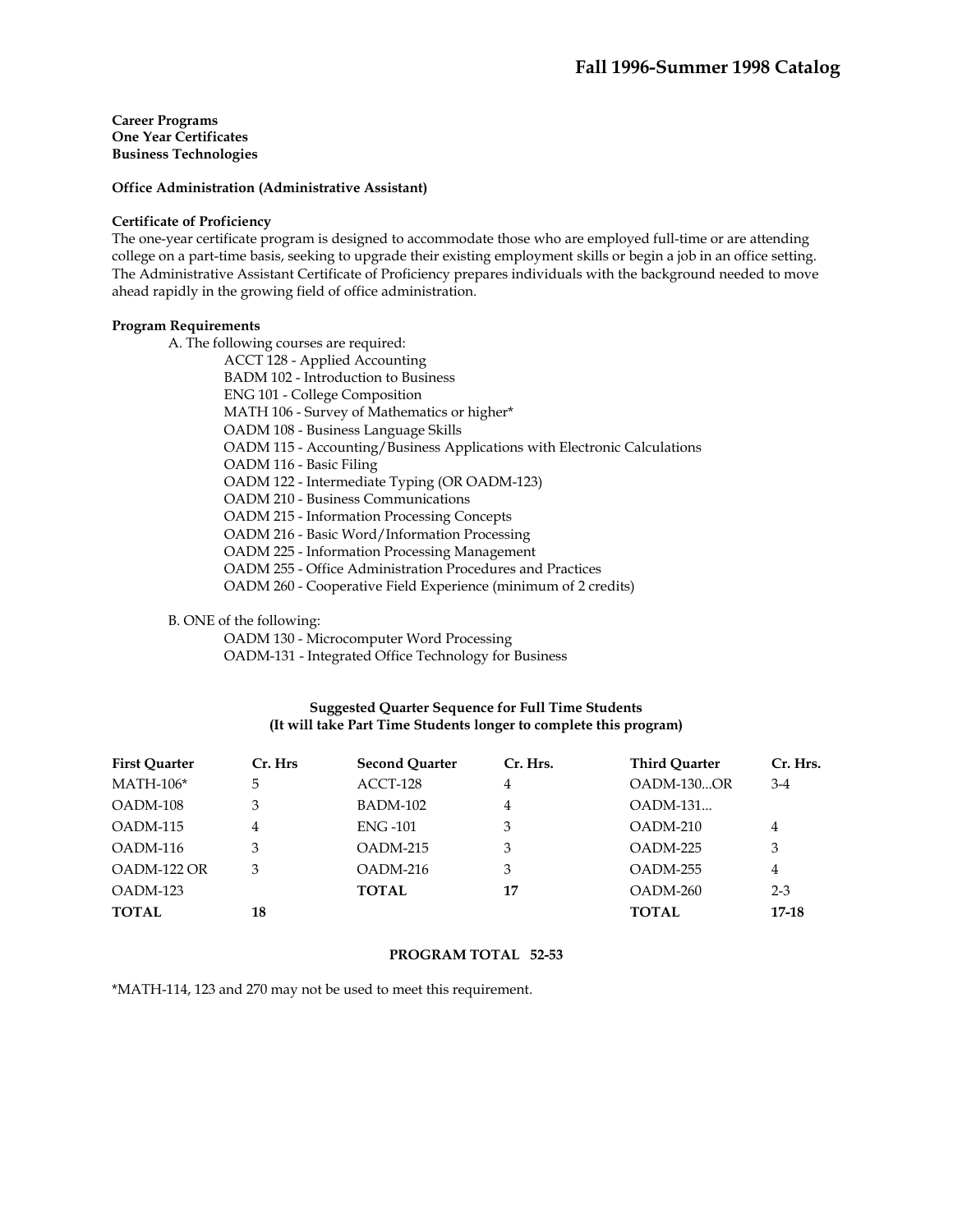**Career Programs**
**One Year Certificates**
**Business Technologies**

**Office Administration (Administrative Assistant)**

**Certificate of Proficiency**
The one-year certificate program is designed to accommodate those who are employed full-time or are attending college on a part-time basis, seeking to upgrade their existing employment skills or begin a job in an office setting. The Administrative Assistant Certificate of Proficiency prepares individuals with the background needed to move ahead rapidly in the growing field of office administration.

**Program Requirements**

A. The following courses are required:

- ACCT 128 - Applied Accounting
- BADM 102 - Introduction to Business
- ENG 101 - College Composition
- MATH 106 - Survey of Mathematics or higher*
- OADM 108 - Business Language Skills
- OADM 115 - Accounting/Business Applications with Electronic Calculations
- OADM 116 - Basic Filing
- OADM 122 - Intermediate Typing (OR OADM-123)
- OADM 210 - Business Communications
- OADM 215 - Information Processing Concepts
- OADM 216 - Basic Word/Information Processing
- OADM 225 - Information Processing Management
- OADM 255 - Office Administration Procedures and Practices
- OADM 260 - Cooperative Field Experience (minimum of 2 credits)

B. ONE of the following:

- OADM 130 - Microcomputer Word Processing
- OADM-131 - Integrated Office Technology for Business

**Suggested Quarter Sequence for Full Time Students**
**(It will take Part Time Students longer to complete this program)**

| First Quarter | Cr. Hrs | Second Quarter | Cr. Hrs. | Third Quarter | Cr. Hrs. |
|---|---|---|---|---|---|
| MATH-106* | 5 | ACCT-128 | 4 | OADM-130...OR | 3-4 |
| OADM-108 | 3 | BADM-102 | 4 | OADM-131... | |
| OADM-115 | 4 | ENG -101 | 3 | OADM-210 | 4 |
| OADM-116 | 3 | OADM-215 | 3 | OADM-225 | 3 |
| OADM-122 OR | 3 | OADM-216 | 3 | OADM-255 | 4 |
| OADM-123 | | **TOTAL** | **17** | OADM-260 | 2-3 |
| **TOTAL** | **18** | | | **TOTAL** | **17-18** |

**PROGRAM TOTAL 52-53**

*MATH-114, 123 and 270 may not be used to meet this requirement.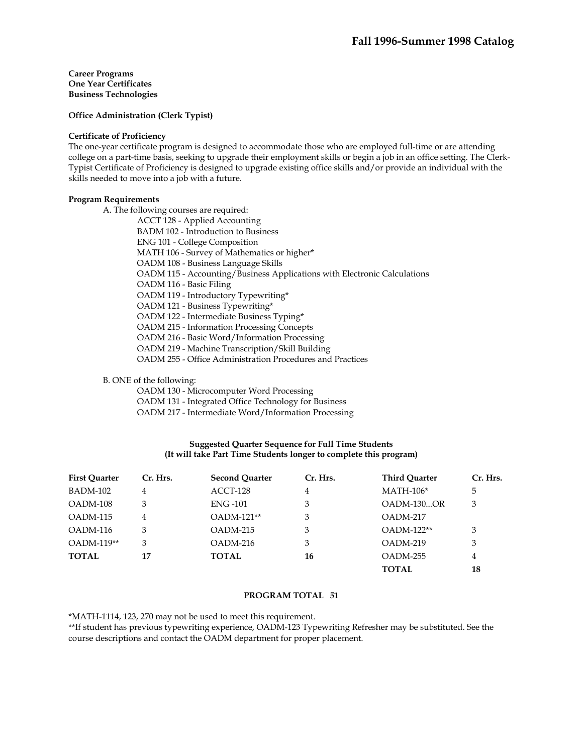**Career Programs**
**One Year Certificates**
**Business Technologies**

**Office Administration (Clerk Typist)**

**Certificate of Proficiency**

The one-year certificate program is designed to accommodate those who are employed full-time or are attending college on a part-time basis, seeking to upgrade their employment skills or begin a job in an office setting. The Clerk-Typist Certificate of Proficiency is designed to upgrade existing office skills and/or provide an individual with the skills needed to move into a job with a future.

**Program Requirements**

A. The following courses are required:

- ACCT 128 - Applied Accounting
- BADM 102 - Introduction to Business
- ENG 101 - College Composition
- MATH 106 - Survey of Mathematics or higher*
- OADM 108 - Business Language Skills
- OADM 115 - Accounting/Business Applications with Electronic Calculations
- OADM 116 - Basic Filing
- OADM 119 - Introductory Typewriting*
- OADM 121 - Business Typewriting*
- OADM 122 - Intermediate Business Typing*
- OADM 215 - Information Processing Concepts
- OADM 216 - Basic Word/Information Processing
- OADM 219 - Machine Transcription/Skill Building
- OADM 255 - Office Administration Procedures and Practices

B. ONE of the following:

- OADM 130 - Microcomputer Word Processing
- OADM 131 - Integrated Office Technology for Business
- OADM 217 - Intermediate Word/Information Processing

**Suggested Quarter Sequence for Full Time Students**
**(It will take Part Time Students longer to complete this program)**

| First Quarter | Cr. Hrs. | Second Quarter | Cr. Hrs. | Third Quarter | Cr. Hrs. |
|---|---|---|---|---|---|
| BADM-102 | 4 | ACCT-128 | 4 | MATH-106* | 5 |
| OADM-108 | 3 | ENG -101 | 3 | OADM-130...OR | 3 |
| OADM-115 | 4 | OADM-121** | 3 | OADM-217 | |
| OADM-116 | 3 | OADM-215 | 3 | OADM-122** | 3 |
| OADM-119** | 3 | OADM-216 | 3 | OADM-219 | 3 |
| **TOTAL** | **17** | **TOTAL** | **16** | OADM-255 | 4 |
| | | | | **TOTAL** | **18** |

**PROGRAM TOTAL 51**

*MATH-1114, 123, 270 may not be used to meet this requirement.
**If student has previous typewriting experience, OADM-123 Typewriting Refresher may be substituted. See the course descriptions and contact the OADM department for proper placement.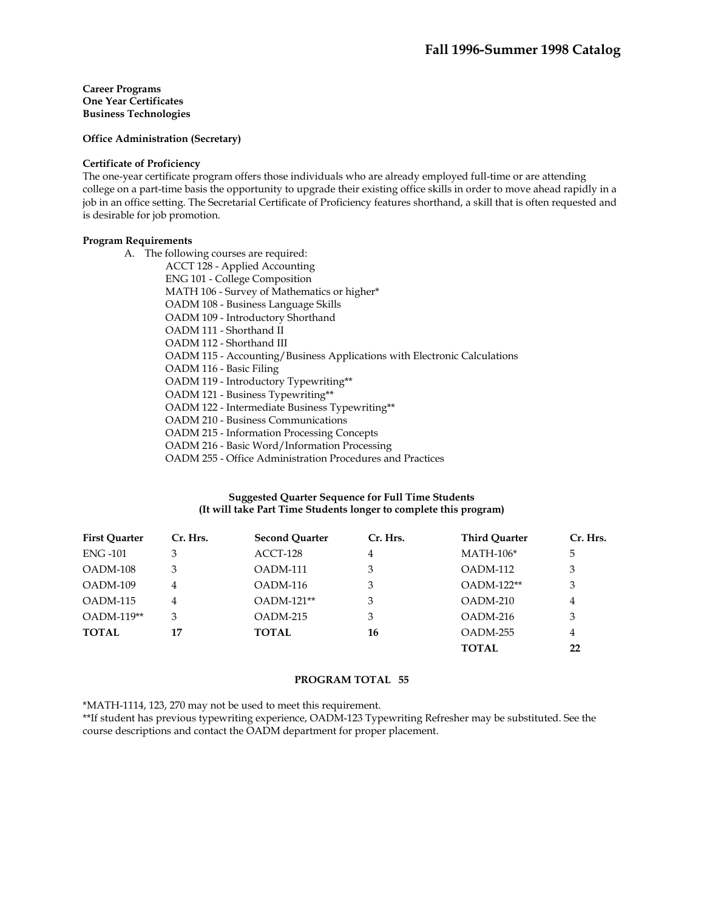**Career Programs**
**One Year Certificates**
**Business Technologies**

**Office Administration (Secretary)**

**Certificate of Proficiency**

The one-year certificate program offers those individuals who are already employed full-time or are attending college on a part-time basis the opportunity to upgrade their existing office skills in order to move ahead rapidly in a job in an office setting. The Secretarial Certificate of Proficiency features shorthand, a skill that is often requested and is desirable for job promotion.

**Program Requirements**

A. The following courses are required:

- ACCT 128 - Applied Accounting
- ENG 101 - College Composition
- MATH 106 - Survey of Mathematics or higher*
- OADM 108 - Business Language Skills
- OADM 109 - Introductory Shorthand
- OADM 111 - Shorthand II
- OADM 112 - Shorthand III
- OADM 115 - Accounting/Business Applications with Electronic Calculations
- OADM 116 - Basic Filing
- OADM 119 - Introductory Typewriting**
- OADM 121 - Business Typewriting**
- OADM 122 - Intermediate Business Typewriting**
- OADM 210 - Business Communications
- OADM 215 - Information Processing Concepts
- OADM 216 - Basic Word/Information Processing
- OADM 255 - Office Administration Procedures and Practices

**Suggested Quarter Sequence for Full Time Students**
**(It will take Part Time Students longer to complete this program)**

| First Quarter | Cr. Hrs. | Second Quarter | Cr. Hrs. | Third Quarter | Cr. Hrs. |
|---|---|---|---|---|---|
| ENG -101 | 3 | ACCT-128 | 4 | MATH-106* | 5 |
| OADM-108 | 3 | OADM-111 | 3 | OADM-112 | 3 |
| OADM-109 | 4 | OADM-116 | 3 | OADM-122** | 3 |
| OADM-115 | 4 | OADM-121** | 3 | OADM-210 | 4 |
| OADM-119** | 3 | OADM-215 | 3 | OADM-216 | 3 |
| **TOTAL** | **17** | **TOTAL** | **16** | OADM-255 | 4 |
| | | | | **TOTAL** | **22** |

**PROGRAM TOTAL 55**

*MATH-1114, 123, 270 may not be used to meet this requirement.

**If student has previous typewriting experience, OADM-123 Typewriting Refresher may be substituted. See the course descriptions and contact the OADM department for proper placement.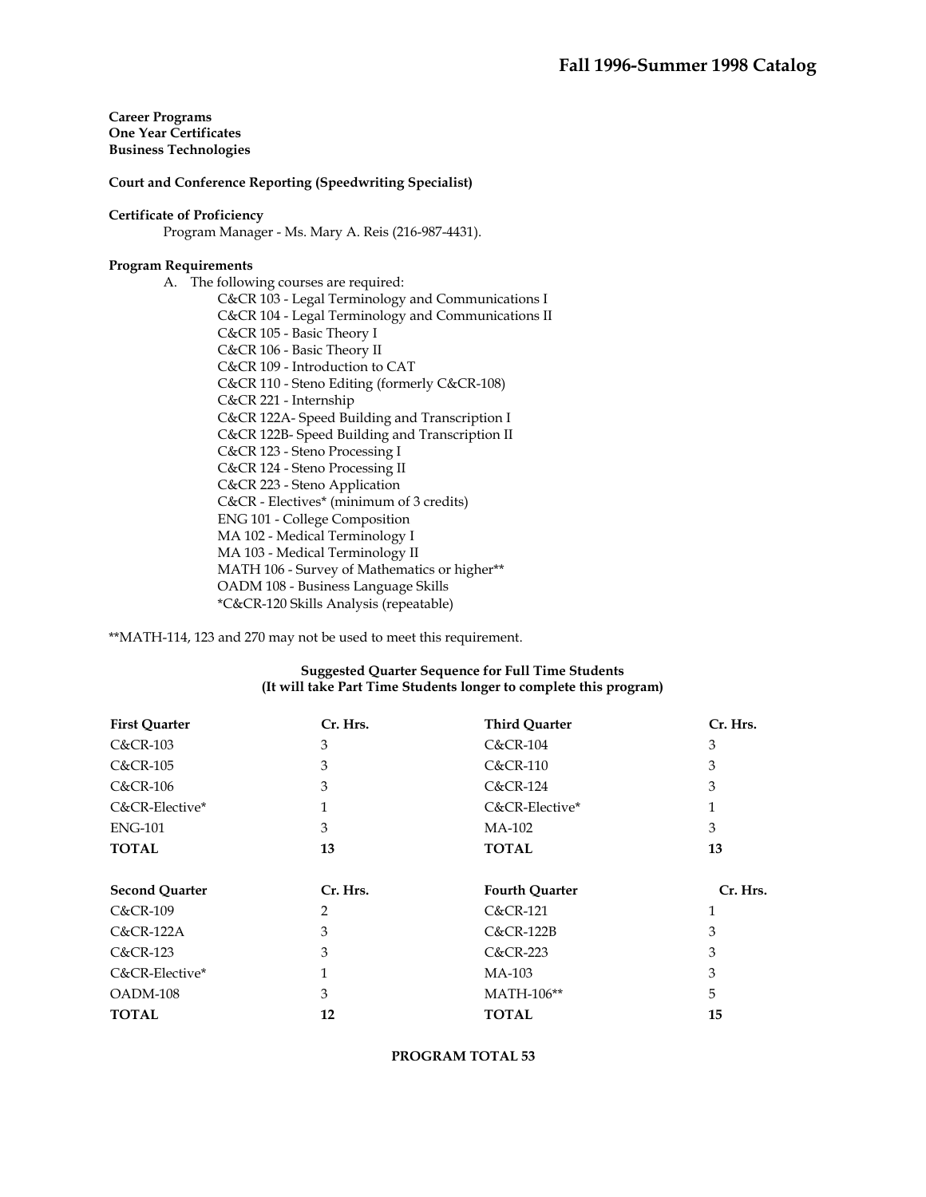**Career Programs**
**One Year Certificates**
**Business Technologies**

**Court and Conference Reporting (Speedwriting Specialist)**

**Certificate of Proficiency**

Program Manager - Ms. Mary A. Reis (216-987-4431).

**Program Requirements**

A. The following courses are required:

C&CR 103 - Legal Terminology and Communications I
C&CR 104 - Legal Terminology and Communications II
C&CR 105 - Basic Theory I
C&CR 106 - Basic Theory II
C&CR 109 - Introduction to CAT
C&CR 110 - Steno Editing (formerly C&CR-108)
C&CR 221 - Internship
C&CR 122A- Speed Building and Transcription I
C&CR 122B- Speed Building and Transcription II
C&CR 123 - Steno Processing I
C&CR 124 - Steno Processing II
C&CR 223 - Steno Application
C&CR - Electives* (minimum of 3 credits)
ENG 101 - College Composition
MA 102 - Medical Terminology I
MA 103 - Medical Terminology II
MATH 106 - Survey of Mathematics or higher**
OADM 108 - Business Language Skills
*C&CR-120 Skills Analysis (repeatable)

**MATH-114, 123 and 270 may not be used to meet this requirement.

**Suggested Quarter Sequence for Full Time Students**
**(It will take Part Time Students longer to complete this program)**

| **First Quarter** | **Cr. Hrs.** | **Third Quarter** | **Cr. Hrs.** |
|---|---|---|---|
| C&CR-103 | 3 | C&CR-104 | 3 |
| C&CR-105 | 3 | C&CR-110 | 3 |
| C&CR-106 | 3 | C&CR-124 | 3 |
| C&CR-Elective* | 1 | C&CR-Elective* | 1 |
| ENG-101 | 3 | MA-102 | 3 |
| **TOTAL** | **13** | **TOTAL** | **13** |

| **Second Quarter** | **Cr. Hrs.** | **Fourth Quarter** | **Cr. Hrs.** |
|---|---|---|---|
| C&CR-109 | 2 | C&CR-121 | 1 |
| C&CR-122A | 3 | C&CR-122B | 3 |
| C&CR-123 | 3 | C&CR-223 | 3 |
| C&CR-Elective* | 1 | MA-103 | 3 |
| OADM-108 | 3 | MATH-106** | 5 |
| **TOTAL** | **12** | **TOTAL** | **15** |

**PROGRAM TOTAL 53**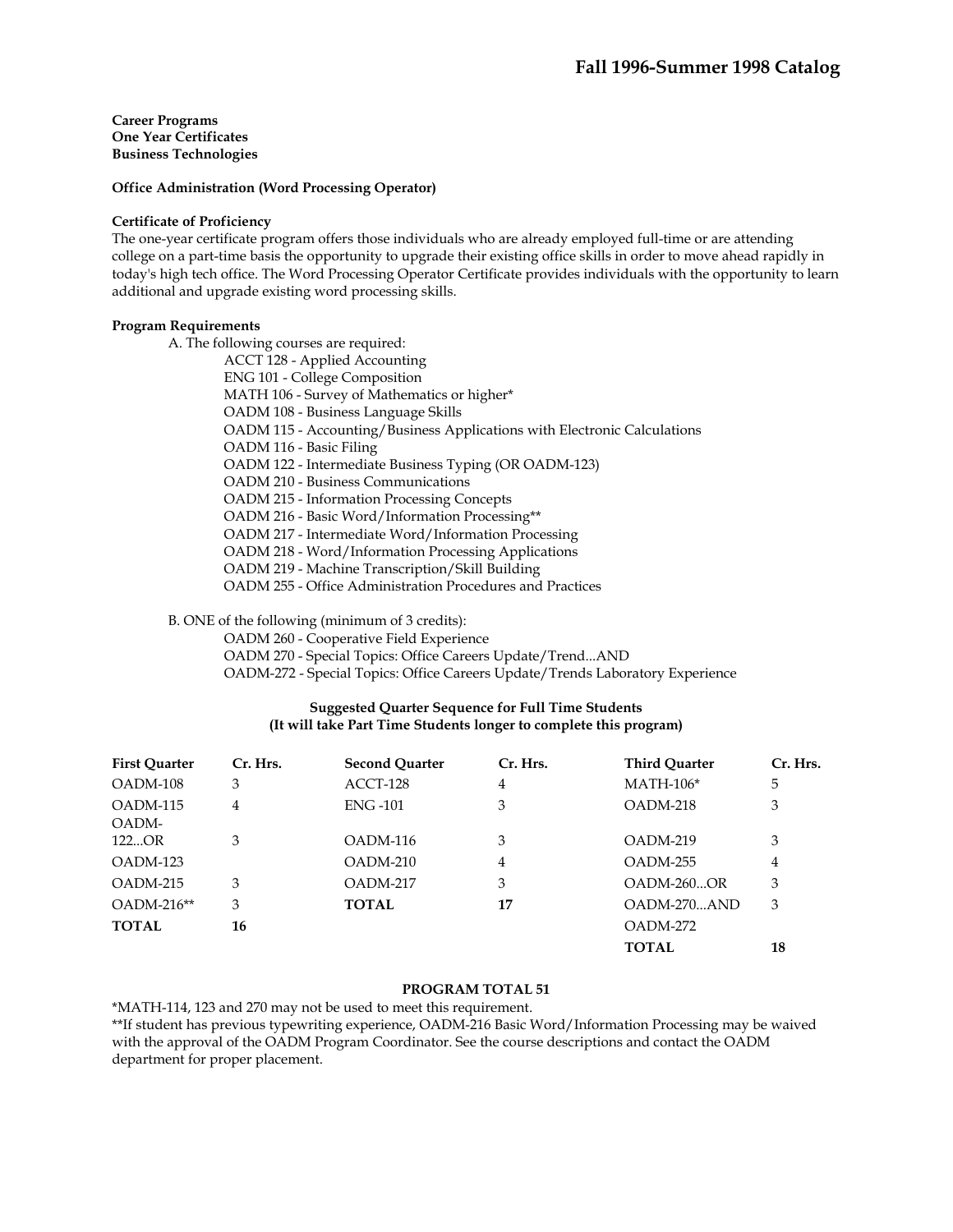**Career Programs**
**One Year Certificates**
**Business Technologies**

**Office Administration (Word Processing Operator)**

**Certificate of Proficiency**

The one-year certificate program offers those individuals who are already employed full-time or are attending college on a part-time basis the opportunity to upgrade their existing office skills in order to move ahead rapidly in today's high tech office. The Word Processing Operator Certificate provides individuals with the opportunity to learn additional and upgrade existing word processing skills.

**Program Requirements**

A. The following courses are required:

- ACCT 128 - Applied Accounting
- ENG 101 - College Composition
- MATH 106 - Survey of Mathematics or higher*
- OADM 108 - Business Language Skills
- OADM 115 - Accounting/Business Applications with Electronic Calculations
- OADM 116 - Basic Filing
- OADM 122 - Intermediate Business Typing (OR OADM-123)
- OADM 210 - Business Communications
- OADM 215 - Information Processing Concepts
- OADM 216 - Basic Word/Information Processing**
- OADM 217 - Intermediate Word/Information Processing
- OADM 218 - Word/Information Processing Applications
- OADM 219 - Machine Transcription/Skill Building
- OADM 255 - Office Administration Procedures and Practices

B. ONE of the following (minimum of 3 credits):

- OADM 260 - Cooperative Field Experience
- OADM 270 - Special Topics: Office Careers Update/Trend...AND
- OADM-272 - Special Topics: Office Careers Update/Trends Laboratory Experience

**Suggested Quarter Sequence for Full Time Students**
**(It will take Part Time Students longer to complete this program)**

| First Quarter | Cr. Hrs. | Second Quarter | Cr. Hrs. | Third Quarter | Cr. Hrs. |
|---|---|---|---|---|---|
| OADM-108 | 3 | ACCT-128 | 4 | MATH-106* | 5 |
| OADM-115 | 4 | ENG -101 | 3 | OADM-218 | 3 |
| OADM-122...OR | 3 | OADM-116 | 3 | OADM-219 | 3 |
| OADM-123 | | OADM-210 | 4 | OADM-255 | 4 |
| OADM-215 | 3 | OADM-217 | 3 | OADM-260...OR | 3 |
| OADM-216** | 3 | **TOTAL** | **17** | OADM-270...AND | 3 |
| **TOTAL** | **16** | | | OADM-272 | |
| | | | | **TOTAL** | **18** |

**PROGRAM TOTAL 51**

*MATH-114, 123 and 270 may not be used to meet this requirement.

**If student has previous typewriting experience, OADM-216 Basic Word/Information Processing may be waived with the approval of the OADM Program Coordinator. See the course descriptions and contact the OADM department for proper placement.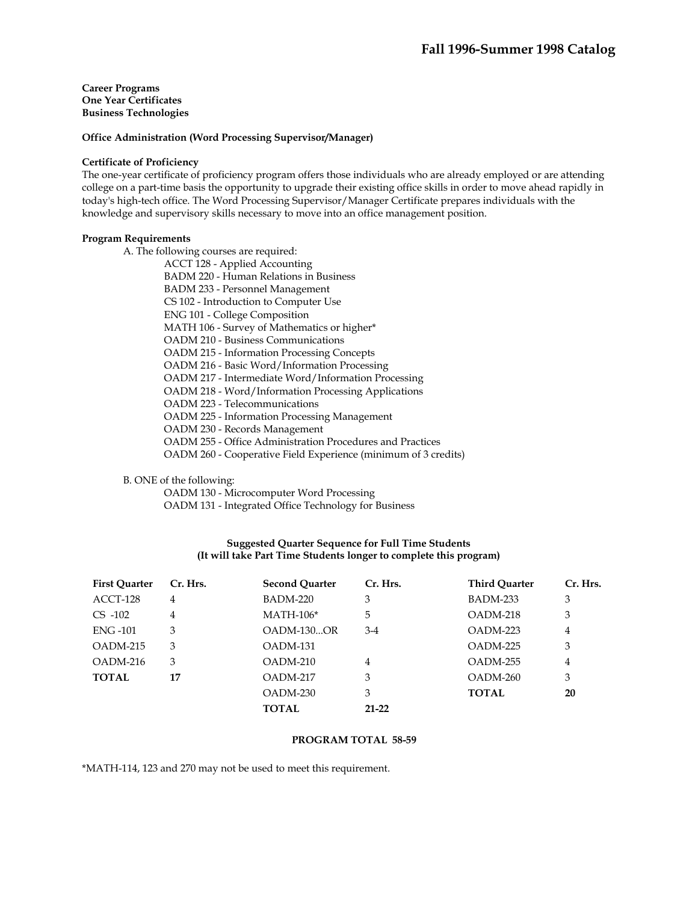**Career Programs**
**One Year Certificates**
**Business Technologies**

**Office Administration (Word Processing Supervisor/Manager)**

**Certificate of Proficiency**

The one-year certificate of proficiency program offers those individuals who are already employed or are attending college on a part-time basis the opportunity to upgrade their existing office skills in order to move ahead rapidly in today's high-tech office. The Word Processing Supervisor/Manager Certificate prepares individuals with the knowledge and supervisory skills necessary to move into an office management position.

**Program Requirements**

A. The following courses are required:
- ACCT 128 - Applied Accounting
- BADM 220 - Human Relations in Business
- BADM 233 - Personnel Management
- CS 102 - Introduction to Computer Use
- ENG 101 - College Composition
- MATH 106 - Survey of Mathematics or higher*
- OADM 210 - Business Communications
- OADM 215 - Information Processing Concepts
- OADM 216 - Basic Word/Information Processing
- OADM 217 - Intermediate Word/Information Processing
- OADM 218 - Word/Information Processing Applications
- OADM 223 - Telecommunications
- OADM 225 - Information Processing Management
- OADM 230 - Records Management
- OADM 255 - Office Administration Procedures and Practices
- OADM 260 - Cooperative Field Experience (minimum of 3 credits)

B. ONE of the following:
- OADM 130 - Microcomputer Word Processing
- OADM 131 - Integrated Office Technology for Business

**Suggested Quarter Sequence for Full Time Students**
**(It will take Part Time Students longer to complete this program)**

| First Quarter | Cr. Hrs. | Second Quarter | Cr. Hrs. | Third Quarter | Cr. Hrs. |
|---|---|---|---|---|---|
| ACCT-128 | 4 | BADM-220 | 3 | BADM-233 | 3 |
| CS -102 | 4 | MATH-106* | 5 | OADM-218 | 3 |
| ENG -101 | 3 | OADM-130...OR | 3-4 | OADM-223 | 4 |
| OADM-215 | 3 | OADM-131 | | OADM-225 | 3 |
| OADM-216 | 3 | OADM-210 | 4 | OADM-255 | 4 |
| **TOTAL** | **17** | OADM-217 | 3 | OADM-260 | 3 |
| | | OADM-230 | 3 | **TOTAL** | **20** |
| | | **TOTAL** | **21-22** | | |

**PROGRAM TOTAL 58-59**

*MATH-114, 123 and 270 may not be used to meet this requirement.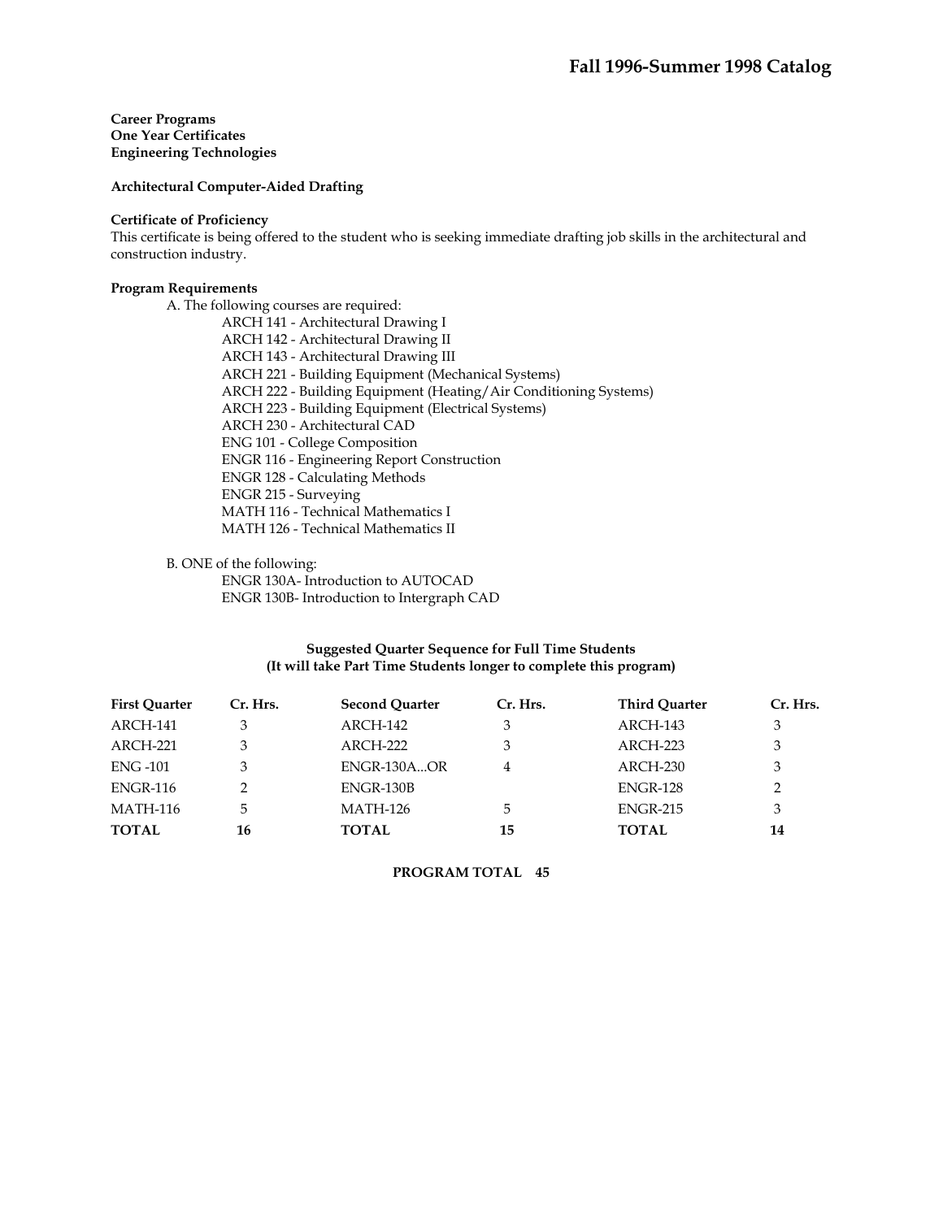**Career Programs**
**One Year Certificates**
**Engineering Technologies**

**Architectural Computer-Aided Drafting**

**Certificate of Proficiency**
This certificate is being offered to the student who is seeking immediate drafting job skills in the architectural and construction industry.

**Program Requirements**

A. The following courses are required:

- ARCH 141 - Architectural Drawing I
- ARCH 142 - Architectural Drawing II
- ARCH 143 - Architectural Drawing III
- ARCH 221 - Building Equipment (Mechanical Systems)
- ARCH 222 - Building Equipment (Heating/Air Conditioning Systems)
- ARCH 223 - Building Equipment (Electrical Systems)
- ARCH 230 - Architectural CAD
- ENG 101 - College Composition
- ENGR 116 - Engineering Report Construction
- ENGR 128 - Calculating Methods
- ENGR 215 - Surveying
- MATH 116 - Technical Mathematics I
- MATH 126 - Technical Mathematics II

B. ONE of the following:

- ENGR 130A- Introduction to AUTOCAD
- ENGR 130B- Introduction to Intergraph CAD

**Suggested Quarter Sequence for Full Time Students**
**(It will take Part Time Students longer to complete this program)**

| First Quarter | Cr. Hrs. | Second Quarter | Cr. Hrs. | Third Quarter | Cr. Hrs. |
|---|---|---|---|---|---|
| ARCH-141 | 3 | ARCH-142 | 3 | ARCH-143 | 3 |
| ARCH-221 | 3 | ARCH-222 | 3 | ARCH-223 | 3 |
| ENG -101 | 3 | ENGR-130A...OR | 4 | ARCH-230 | 3 |
| ENGR-116 | 2 | ENGR-130B | | ENGR-128 | 2 |
| MATH-116 | 5 | MATH-126 | 5 | ENGR-215 | 3 |
| **TOTAL** | **16** | **TOTAL** | **15** | **TOTAL** | **14** |

**PROGRAM TOTAL 45**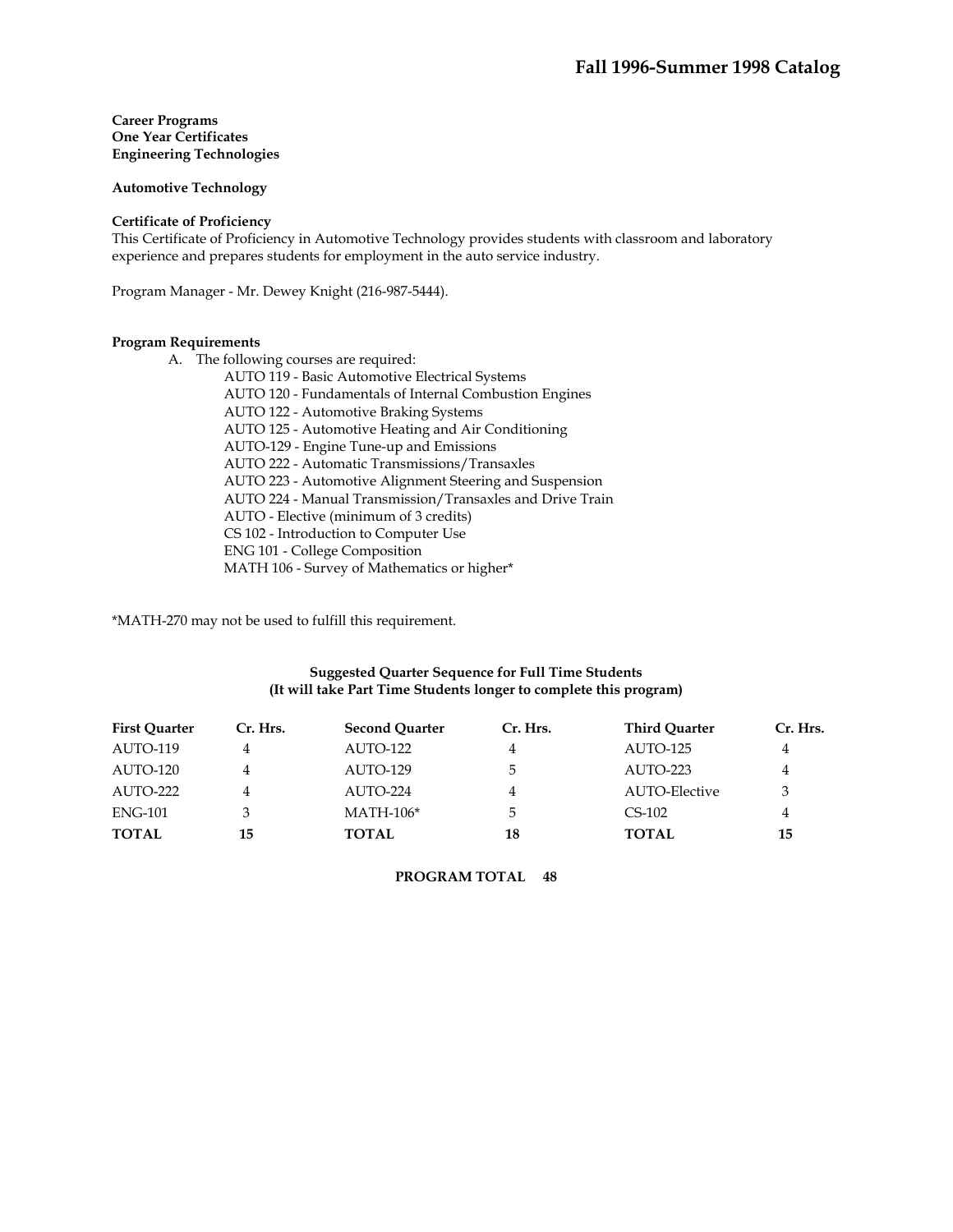**Career Programs**
**One Year Certificates**
**Engineering Technologies**

**Automotive Technology**

**Certificate of Proficiency**
This Certificate of Proficiency in Automotive Technology provides students with classroom and laboratory experience and prepares students for employment in the auto service industry.

Program Manager - Mr. Dewey Knight (216-987-5444).

**Program Requirements**

A. The following courses are required:
   - AUTO 119 - Basic Automotive Electrical Systems
   - AUTO 120 - Fundamentals of Internal Combustion Engines
   - AUTO 122 - Automotive Braking Systems
   - AUTO 125 - Automotive Heating and Air Conditioning
   - AUTO-129 - Engine Tune-up and Emissions
   - AUTO 222 - Automatic Transmissions/Transaxles
   - AUTO 223 - Automotive Alignment Steering and Suspension
   - AUTO 224 - Manual Transmission/Transaxles and Drive Train
   - AUTO - Elective (minimum of 3 credits)
   - CS 102 - Introduction to Computer Use
   - ENG 101 - College Composition
   - MATH 106 - Survey of Mathematics or higher*

*MATH-270 may not be used to fulfill this requirement.

**Suggested Quarter Sequence for Full Time Students**
**(It will take Part Time Students longer to complete this program)**

| First Quarter | Cr. Hrs. | Second Quarter | Cr. Hrs. | Third Quarter | Cr. Hrs. |
|---|---|---|---|---|---|
| AUTO-119 | 4 | AUTO-122 | 4 | AUTO-125 | 4 |
| AUTO-120 | 4 | AUTO-129 | 5 | AUTO-223 | 4 |
| AUTO-222 | 4 | AUTO-224 | 4 | AUTO-Elective | 3 |
| ENG-101 | 3 | MATH-106* | 5 | CS-102 | 4 |
| **TOTAL** | **15** | **TOTAL** | **18** | **TOTAL** | **15** |

**PROGRAM TOTAL 48**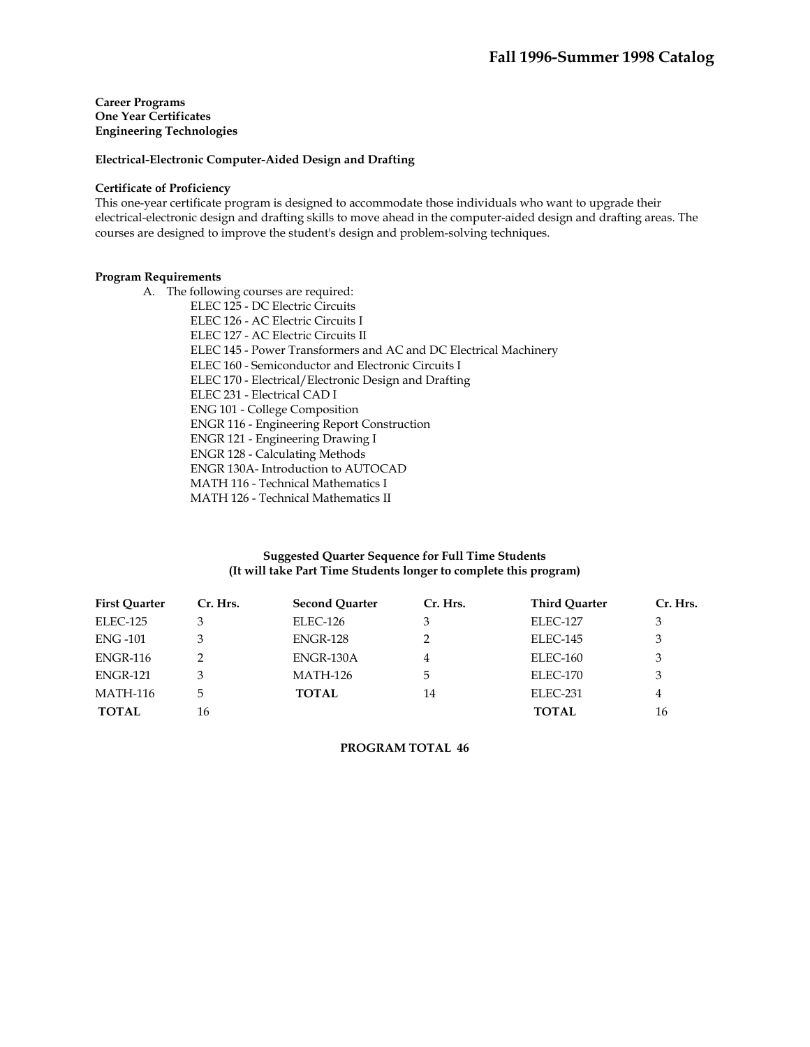**Career Programs**
**One Year Certificates**
**Engineering Technologies**

**Electrical-Electronic Computer-Aided Design and Drafting**

**Certificate of Proficiency**
This one-year certificate program is designed to accommodate those individuals who want to upgrade their electrical-electronic design and drafting skills to move ahead in the computer-aided design and drafting areas. The courses are designed to improve the student's design and problem-solving techniques.

**Program Requirements**

A. The following courses are required:
   - ELEC 125 - DC Electric Circuits
   - ELEC 126 - AC Electric Circuits I
   - ELEC 127 - AC Electric Circuits II
   - ELEC 145 - Power Transformers and AC and DC Electrical Machinery
   - ELEC 160 - Semiconductor and Electronic Circuits I
   - ELEC 170 - Electrical/Electronic Design and Drafting
   - ELEC 231 - Electrical CAD I
   - ENG 101 - College Composition
   - ENGR 116 - Engineering Report Construction
   - ENGR 121 - Engineering Drawing I
   - ENGR 128 - Calculating Methods
   - ENGR 130A- Introduction to AUTOCAD
   - MATH 116 - Technical Mathematics I
   - MATH 126 - Technical Mathematics II

**Suggested Quarter Sequence for Full Time Students**
**(It will take Part Time Students longer to complete this program)**

| First Quarter | Cr. Hrs. | Second Quarter | Cr. Hrs. | Third Quarter | Cr. Hrs. |
|---|---|---|---|---|---|
| ELEC-125 | 3 | ELEC-126 | 3 | ELEC-127 | 3 |
| ENG -101 | 3 | ENGR-128 | 2 | ELEC-145 | 3 |
| ENGR-116 | 2 | ENGR-130A | 4 | ELEC-160 | 3 |
| ENGR-121 | 3 | MATH-126 | 5 | ELEC-170 | 3 |
| MATH-116 | 5 | **TOTAL** | 14 | ELEC-231 | 4 |
| **TOTAL** | 16 | | | **TOTAL** | 16 |

**PROGRAM TOTAL 46**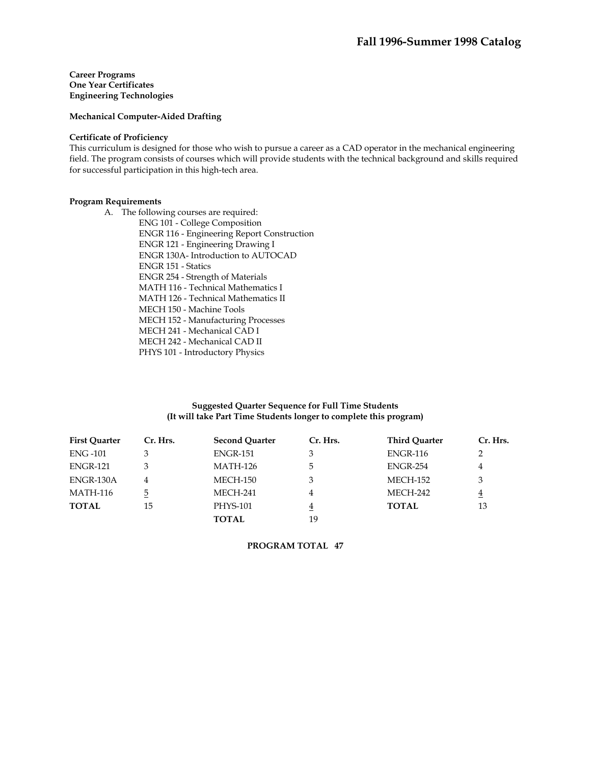**Career Programs**
**One Year Certificates**
**Engineering Technologies**

**Mechanical Computer-Aided Drafting**

**Certificate of Proficiency**

This curriculum is designed for those who wish to pursue a career as a CAD operator in the mechanical engineering field. The program consists of courses which will provide students with the technical background and skills required for successful participation in this high-tech area.

**Program Requirements**

A. The following courses are required:
   - ENG 101 - College Composition
   - ENGR 116 - Engineering Report Construction
   - ENGR 121 - Engineering Drawing I
   - ENGR 130A- Introduction to AUTOCAD
   - ENGR 151 - Statics
   - ENGR 254 - Strength of Materials
   - MATH 116 - Technical Mathematics I
   - MATH 126 - Technical Mathematics II
   - MECH 150 - Machine Tools
   - MECH 152 - Manufacturing Processes
   - MECH 241 - Mechanical CAD I
   - MECH 242 - Mechanical CAD II
   - PHYS 101 - Introductory Physics

**Suggested Quarter Sequence for Full Time Students**
**(It will take Part Time Students longer to complete this program)**

| First Quarter | Cr. Hrs. | Second Quarter | Cr. Hrs. | Third Quarter | Cr. Hrs. |
|---|---|---|---|---|---|
| ENG -101 | 3 | ENGR-151 | 3 | ENGR-116 | 2 |
| ENGR-121 | 3 | MATH-126 | 5 | ENGR-254 | 4 |
| ENGR-130A | 4 | MECH-150 | 3 | MECH-152 | 3 |
| MATH-116 | 5 | MECH-241 | 4 | MECH-242 | 4 |
| **TOTAL** | 15 | PHYS-101 | 4 | **TOTAL** | 13 |
| | | **TOTAL** | 19 | | |

**PROGRAM TOTAL 47**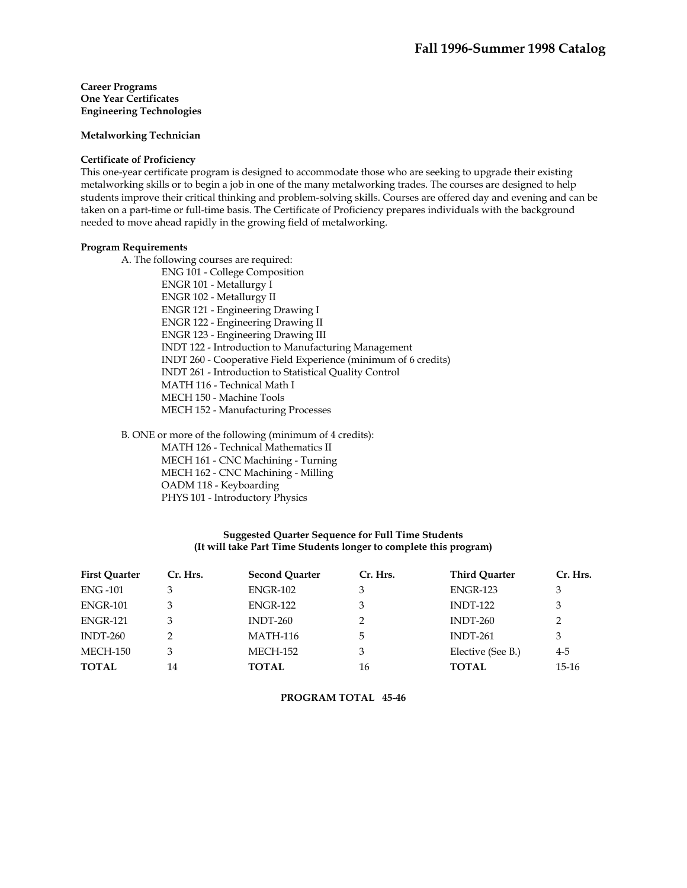**Career Programs**
**One Year Certificates**
**Engineering Technologies**

**Metalworking Technician**

**Certificate of Proficiency**
This one-year certificate program is designed to accommodate those who are seeking to upgrade their existing metalworking skills or to begin a job in one of the many metalworking trades. The courses are designed to help students improve their critical thinking and problem-solving skills. Courses are offered day and evening and can be taken on a part-time or full-time basis. The Certificate of Proficiency prepares individuals with the background needed to move ahead rapidly in the growing field of metalworking.

**Program Requirements**

A. The following courses are required:
- ENG 101 - College Composition
- ENGR 101 - Metallurgy I
- ENGR 102 - Metallurgy II
- ENGR 121 - Engineering Drawing I
- ENGR 122 - Engineering Drawing II
- ENGR 123 - Engineering Drawing III
- INDT 122 - Introduction to Manufacturing Management
- INDT 260 - Cooperative Field Experience (minimum of 6 credits)
- INDT 261 - Introduction to Statistical Quality Control
- MATH 116 - Technical Math I
- MECH 150 - Machine Tools
- MECH 152 - Manufacturing Processes

B. ONE or more of the following (minimum of 4 credits):
- MATH 126 - Technical Mathematics II
- MECH 161 - CNC Machining - Turning
- MECH 162 - CNC Machining - Milling
- OADM 118 - Keyboarding
- PHYS 101 - Introductory Physics

**Suggested Quarter Sequence for Full Time Students**
**(It will take Part Time Students longer to complete this program)**

| First Quarter | Cr. Hrs. | Second Quarter | Cr. Hrs. | Third Quarter | Cr. Hrs. |
|---|---|---|---|---|---|
| ENG -101 | 3 | ENGR-102 | 3 | ENGR-123 | 3 |
| ENGR-101 | 3 | ENGR-122 | 3 | INDT-122 | 3 |
| ENGR-121 | 3 | INDT-260 | 2 | INDT-260 | 2 |
| INDT-260 | 2 | MATH-116 | 5 | INDT-261 | 3 |
| MECH-150 | 3 | MECH-152 | 3 | Elective (See B.) | 4-5 |
| **TOTAL** | 14 | **TOTAL** | 16 | **TOTAL** | 15-16 |

**PROGRAM TOTAL 45-46**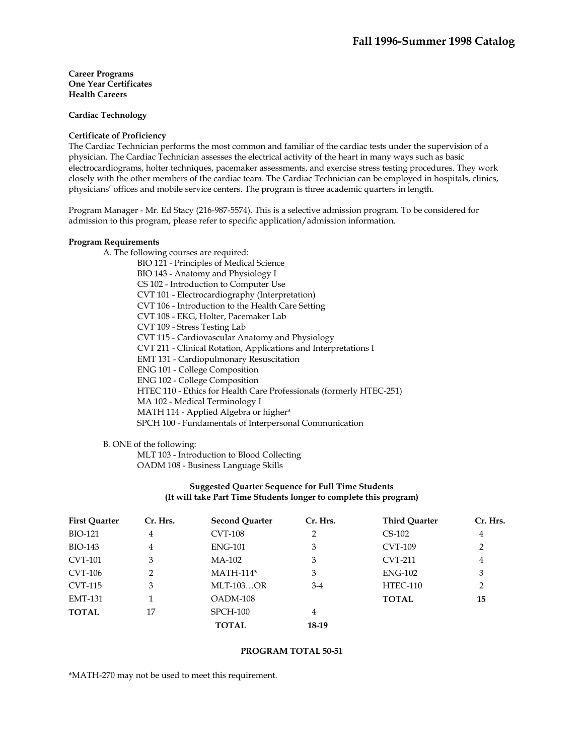**Career Programs**
**One Year Certificates**
**Health Careers**

**Cardiac Technology**

**Certificate of Proficiency**

The Cardiac Technician performs the most common and familiar of the cardiac tests under the supervision of a physician. The Cardiac Technician assesses the electrical activity of the heart in many ways such as basic electrocardiograms, holter techniques, pacemaker assessments, and exercise stress testing procedures. They work closely with the other members of the cardiac team. The Cardiac Technician can be employed in hospitals, clinics, physicians' offices and mobile service centers. The program is three academic quarters in length.

Program Manager - Mr. Ed Stacy (216-987-5574). This is a selective admission program. To be considered for admission to this program, please refer to specific application/admission information.

**Program Requirements**

A. The following courses are required:

- BIO 121 - Principles of Medical Science
- BIO 143 - Anatomy and Physiology I
- CS 102 - Introduction to Computer Use
- CVT 101 - Electrocardiography (Interpretation)
- CVT 106 - Introduction to the Health Care Setting
- CVT 108 - EKG, Holter, Pacemaker Lab
- CVT 109 - Stress Testing Lab
- CVT 115 - Cardiovascular Anatomy and Physiology
- CVT 211 - Clinical Rotation, Applications and Interpretations I
- EMT 131 - Cardiopulmonary Resuscitation
- ENG 101 - College Composition
- ENG 102 - College Composition
- HTEC 110 - Ethics for Health Care Professionals (formerly HTEC-251)
- MA 102 - Medical Terminology I
- MATH 114 - Applied Algebra or higher*
- SPCH 100 - Fundamentals of Interpersonal Communication

B. ONE of the following:

- MLT 103 - Introduction to Blood Collecting
- OADM 108 - Business Language Skills

**Suggested Quarter Sequence for Full Time Students**
**(It will take Part Time Students longer to complete this program)**

| First Quarter | Cr. Hrs. | Second Quarter | Cr. Hrs. | Third Quarter | Cr. Hrs. |
|---|---|---|---|---|---|
| BIO-121 | 4 | CVT-108 | 2 | CS-102 | 4 |
| BIO-143 | 4 | ENG-101 | 3 | CVT-109 | 2 |
| CVT-101 | 3 | MA-102 | 3 | CVT-211 | 4 |
| CVT-106 | 2 | MATH-114* | 3 | ENG-102 | 3 |
| CVT-115 | 3 | MLT-103…OR | 3-4 | HTEC-110 | 2 |
| EMT-131 | 1 | OADM-108 | | **TOTAL** | **15** |
| **TOTAL** | 17 | SPCH-100 | 4 | | |
| | | **TOTAL** | **18-19** | | |

**PROGRAM TOTAL 50-51**

*MATH-270 may not be used to meet this requirement.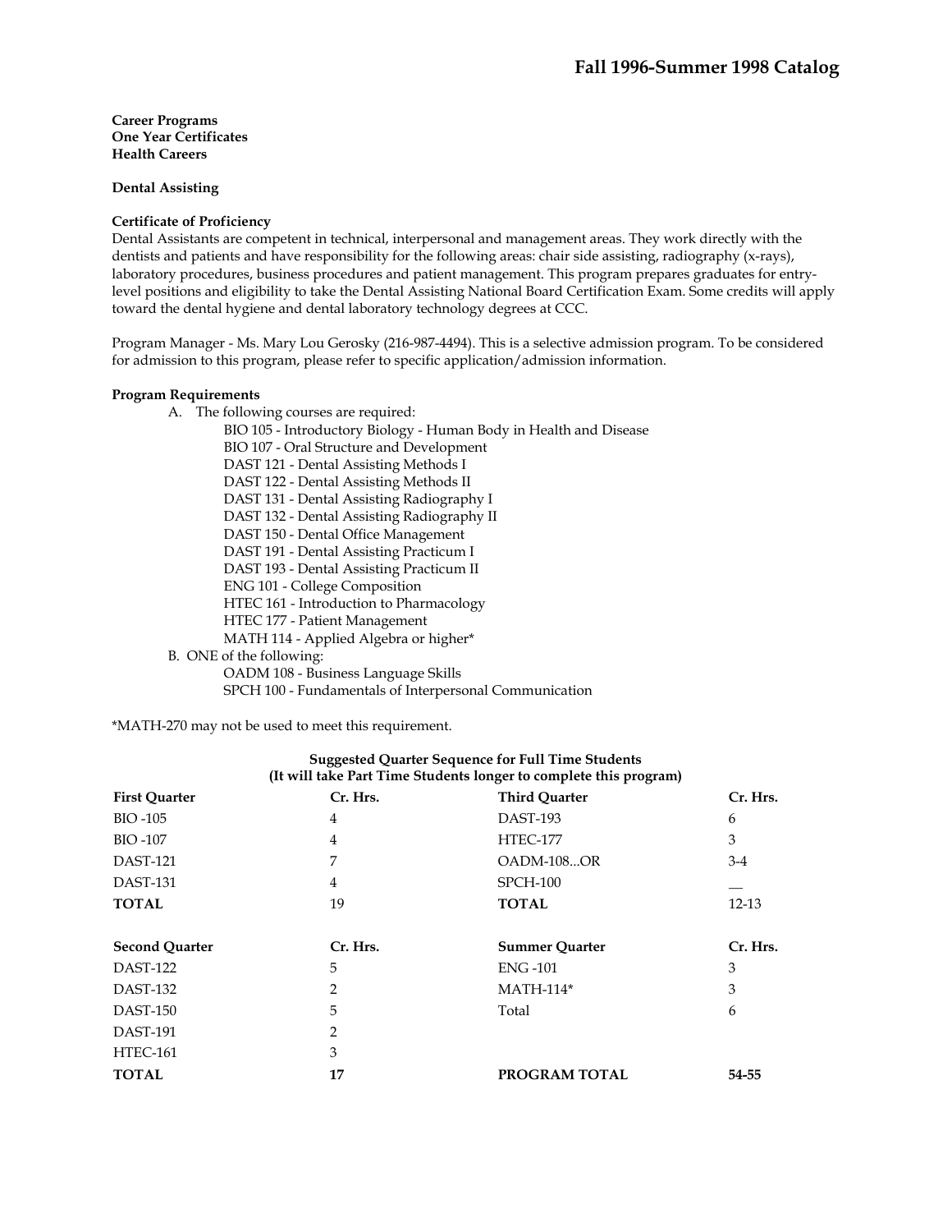**Career Programs**
**One Year Certificates**
**Health Careers**

**Dental Assisting**

**Certificate of Proficiency**
Dental Assistants are competent in technical, interpersonal and management areas. They work directly with the dentists and patients and have responsibility for the following areas: chair side assisting, radiography (x-rays), laboratory procedures, business procedures and patient management. This program prepares graduates for entry-level positions and eligibility to take the Dental Assisting National Board Certification Exam. Some credits will apply toward the dental hygiene and dental laboratory technology degrees at CCC.

Program Manager - Ms. Mary Lou Gerosky (216-987-4494). This is a selective admission program. To be considered for admission to this program, please refer to specific application/admission information.

**Program Requirements**

A. The following courses are required:
   - BIO 105 - Introductory Biology - Human Body in Health and Disease
   - BIO 107 - Oral Structure and Development
   - DAST 121 - Dental Assisting Methods I
   - DAST 122 - Dental Assisting Methods II
   - DAST 131 - Dental Assisting Radiography I
   - DAST 132 - Dental Assisting Radiography II
   - DAST 150 - Dental Office Management
   - DAST 191 - Dental Assisting Practicum I
   - DAST 193 - Dental Assisting Practicum II
   - ENG 101 - College Composition
   - HTEC 161 - Introduction to Pharmacology
   - HTEC 177 - Patient Management
   - MATH 114 - Applied Algebra or higher*

B. ONE of the following:
   - OADM 108 - Business Language Skills
   - SPCH 100 - Fundamentals of Interpersonal Communication

*MATH-270 may not be used to meet this requirement.

**Suggested Quarter Sequence for Full Time Students**
**(It will take Part Time Students longer to complete this program)**

| First Quarter | Cr. Hrs. | Third Quarter | Cr. Hrs. |
|---|---|---|---|
| BIO -105 | 4 | DAST-193 | 6 |
| BIO -107 | 4 | HTEC-177 | 3 |
| DAST-121 | 7 | OADM-108...OR | 3-4 |
| DAST-131 | 4 | SPCH-100 | __ |
| **TOTAL** | 19 | **TOTAL** | 12-13 |
| | | | |
| **Second Quarter** | **Cr. Hrs.** | **Summer Quarter** | **Cr. Hrs.** |
| DAST-122 | 5 | ENG -101 | 3 |
| DAST-132 | 2 | MATH-114* | 3 |
| DAST-150 | 5 | Total | 6 |
| DAST-191 | 2 | | |
| HTEC-161 | 3 | | |
| **TOTAL** | **17** | **PROGRAM TOTAL** | **54-55** |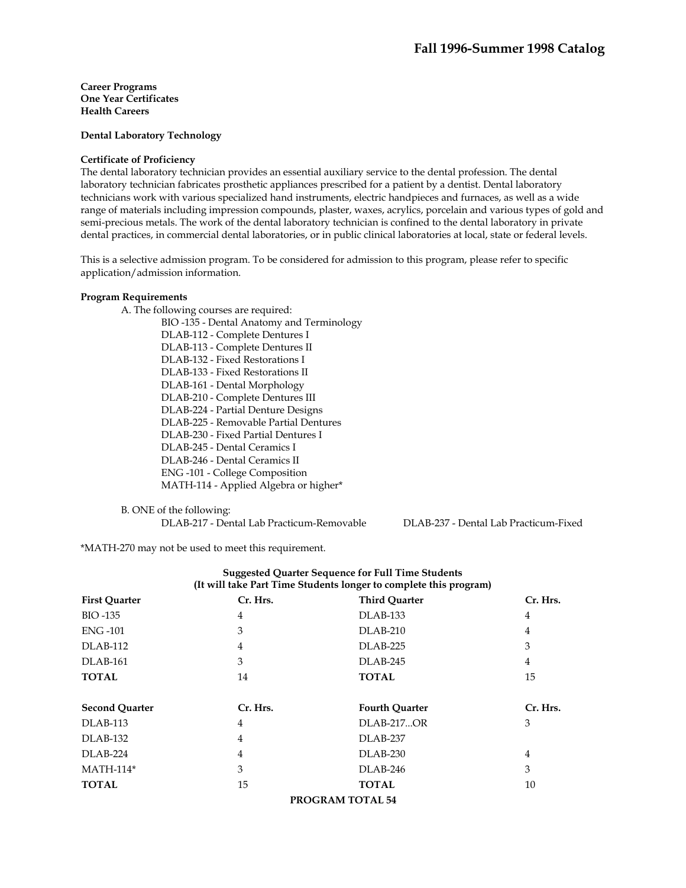**Career Programs**
**One Year Certificates**
**Health Careers**

**Dental Laboratory Technology**

**Certificate of Proficiency**

The dental laboratory technician provides an essential auxiliary service to the dental profession. The dental laboratory technician fabricates prosthetic appliances prescribed for a patient by a dentist. Dental laboratory technicians work with various specialized hand instruments, electric handpieces and furnaces, as well as a wide range of materials including impression compounds, plaster, waxes, acrylics, porcelain and various types of gold and semi-precious metals. The work of the dental laboratory technician is confined to the dental laboratory in private dental practices, in commercial dental laboratories, or in public clinical laboratories at local, state or federal levels.

This is a selective admission program. To be considered for admission to this program, please refer to specific application/admission information.

**Program Requirements**

A. The following courses are required:

- BIO -135 - Dental Anatomy and Terminology
- DLAB-112 - Complete Dentures I
- DLAB-113 - Complete Dentures II
- DLAB-132 - Fixed Restorations I
- DLAB-133 - Fixed Restorations II
- DLAB-161 - Dental Morphology
- DLAB-210 - Complete Dentures III
- DLAB-224 - Partial Denture Designs
- DLAB-225 - Removable Partial Dentures
- DLAB-230 - Fixed Partial Dentures I
- DLAB-245 - Dental Ceramics I
- DLAB-246 - Dental Ceramics II
- ENG -101 - College Composition
- MATH-114 - Applied Algebra or higher*

B. ONE of the following:

- DLAB-217 - Dental Lab Practicum-Removable
- DLAB-237 - Dental Lab Practicum-Fixed

*MATH-270 may not be used to meet this requirement.

**Suggested Quarter Sequence for Full Time Students**
**(It will take Part Time Students longer to complete this program)**

| **First Quarter** | **Cr. Hrs.** | **Third Quarter** | **Cr. Hrs.** |
|---|---|---|---|
| BIO -135 | 4 | DLAB-133 | 4 |
| ENG -101 | 3 | DLAB-210 | 4 |
| DLAB-112 | 4 | DLAB-225 | 3 |
| DLAB-161 | 3 | DLAB-245 | 4 |
| **TOTAL** | 14 | **TOTAL** | 15 |
| | | | |
| **Second Quarter** | **Cr. Hrs.** | **Fourth Quarter** | **Cr. Hrs.** |
| DLAB-113 | 4 | DLAB-217...OR | 3 |
| DLAB-132 | 4 | DLAB-237 | |
| DLAB-224 | 4 | DLAB-230 | 4 |
| MATH-114* | 3 | DLAB-246 | 3 |
| **TOTAL** | 15 | **TOTAL** | 10 |

**PROGRAM TOTAL 54**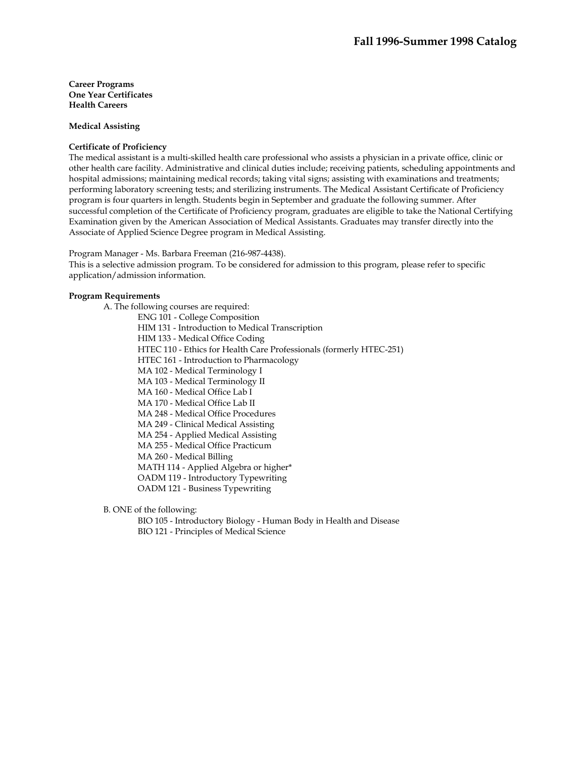**Career Programs**
**One Year Certificates**
**Health Careers**

**Medical Assisting**

**Certificate of Proficiency**

The medical assistant is a multi-skilled health care professional who assists a physician in a private office, clinic or other health care facility. Administrative and clinical duties include; receiving patients, scheduling appointments and hospital admissions; maintaining medical records; taking vital signs; assisting with examinations and treatments; performing laboratory screening tests; and sterilizing instruments. The Medical Assistant Certificate of Proficiency program is four quarters in length. Students begin in September and graduate the following summer. After successful completion of the Certificate of Proficiency program, graduates are eligible to take the National Certifying Examination given by the American Association of Medical Assistants. Graduates may transfer directly into the Associate of Applied Science Degree program in Medical Assisting.

Program Manager - Ms. Barbara Freeman (216-987-4438).
This is a selective admission program. To be considered for admission to this program, please refer to specific application/admission information.

**Program Requirements**

A. The following courses are required:

- ENG 101 - College Composition
- HIM 131 - Introduction to Medical Transcription
- HIM 133 - Medical Office Coding
- HTEC 110 - Ethics for Health Care Professionals (formerly HTEC-251)
- HTEC 161 - Introduction to Pharmacology
- MA 102 - Medical Terminology I
- MA 103 - Medical Terminology II
- MA 160 - Medical Office Lab I
- MA 170 - Medical Office Lab II
- MA 248 - Medical Office Procedures
- MA 249 - Clinical Medical Assisting
- MA 254 - Applied Medical Assisting
- MA 255 - Medical Office Practicum
- MA 260 - Medical Billing
- MATH 114 - Applied Algebra or higher*
- OADM 119 - Introductory Typewriting
- OADM 121 - Business Typewriting

B. ONE of the following:

- BIO 105 - Introductory Biology - Human Body in Health and Disease
- BIO 121 - Principles of Medical Science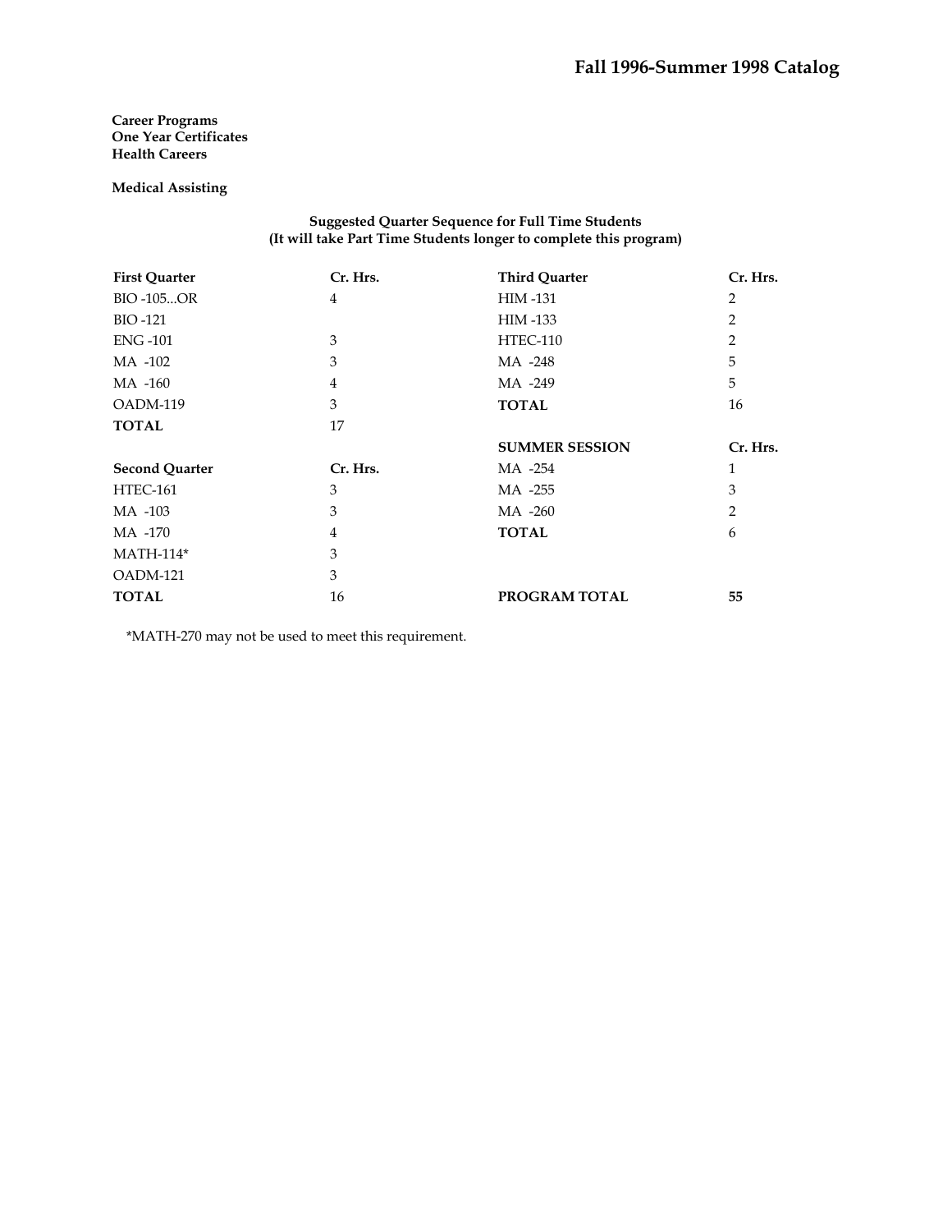**Career Programs**
**One Year Certificates**
**Health Careers**

**Medical Assisting**

**Suggested Quarter Sequence for Full Time Students**
**(It will take Part Time Students longer to complete this program)**

| First Quarter | Cr. Hrs. | Third Quarter | Cr. Hrs. |
|---|---|---|---|
| BIO -105...OR | 4 | HIM -131 | 2 |
| BIO -121 | | HIM -133 | 2 |
| ENG -101 | 3 | HTEC-110 | 2 |
| MA -102 | 3 | MA -248 | 5 |
| MA -160 | 4 | MA -249 | 5 |
| OADM-119 | 3 | **TOTAL** | 16 |
| **TOTAL** | 17 | | |
| | | **SUMMER SESSION** | **Cr. Hrs.** |
| **Second Quarter** | **Cr. Hrs.** | MA -254 | 1 |
| HTEC-161 | 3 | MA -255 | 3 |
| MA -103 | 3 | MA -260 | 2 |
| MA -170 | 4 | **TOTAL** | 6 |
| MATH-114* | 3 | | |
| OADM-121 | 3 | | |
| **TOTAL** | 16 | **PROGRAM TOTAL** | **55** |

*MATH-270 may not be used to meet this requirement.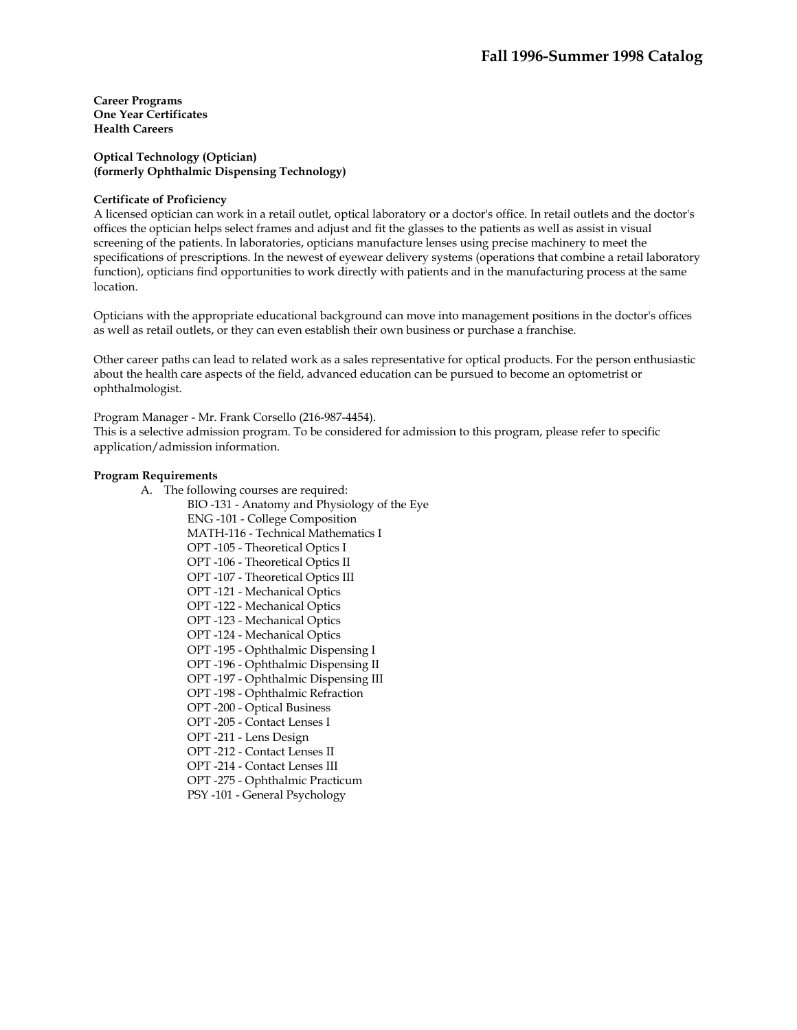**Career Programs**
**One Year Certificates**
**Health Careers**

**Optical Technology (Optician)**
**(formerly Ophthalmic Dispensing Technology)**

**Certificate of Proficiency**
A licensed optician can work in a retail outlet, optical laboratory or a doctor's office. In retail outlets and the doctor's offices the optician helps select frames and adjust and fit the glasses to the patients as well as assist in visual screening of the patients. In laboratories, opticians manufacture lenses using precise machinery to meet the specifications of prescriptions. In the newest of eyewear delivery systems (operations that combine a retail laboratory function), opticians find opportunities to work directly with patients and in the manufacturing process at the same location.

Opticians with the appropriate educational background can move into management positions in the doctor's offices as well as retail outlets, or they can even establish their own business or purchase a franchise.

Other career paths can lead to related work as a sales representative for optical products. For the person enthusiastic about the health care aspects of the field, advanced education can be pursued to become an optometrist or ophthalmologist.

Program Manager - Mr. Frank Corsello (216-987-4454).
This is a selective admission program. To be considered for admission to this program, please refer to specific application/admission information.

**Program Requirements**

A. The following courses are required:
   - BIO -131 - Anatomy and Physiology of the Eye
   - ENG -101 - College Composition
   - MATH-116 - Technical Mathematics I
   - OPT -105 - Theoretical Optics I
   - OPT -106 - Theoretical Optics II
   - OPT -107 - Theoretical Optics III
   - OPT -121 - Mechanical Optics
   - OPT -122 - Mechanical Optics
   - OPT -123 - Mechanical Optics
   - OPT -124 - Mechanical Optics
   - OPT -195 - Ophthalmic Dispensing I
   - OPT -196 - Ophthalmic Dispensing II
   - OPT -197 - Ophthalmic Dispensing III
   - OPT -198 - Ophthalmic Refraction
   - OPT -200 - Optical Business
   - OPT -205 - Contact Lenses I
   - OPT -211 - Lens Design
   - OPT -212 - Contact Lenses II
   - OPT -214 - Contact Lenses III
   - OPT -275 - Ophthalmic Practicum
   - PSY -101 - General Psychology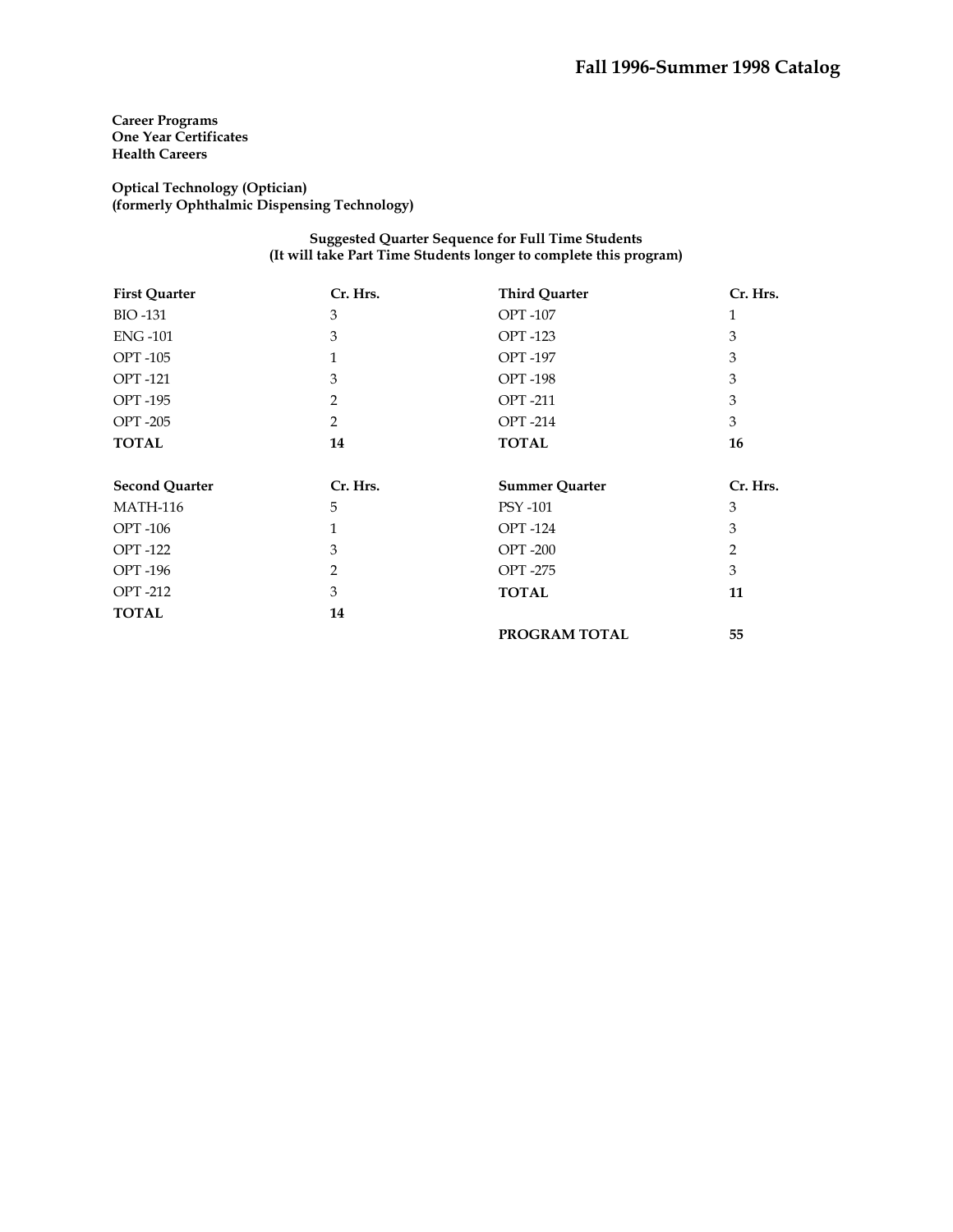**Career Programs**
**One Year Certificates**
**Health Careers**

**Optical Technology (Optician)**
**(formerly Ophthalmic Dispensing Technology)**

**Suggested Quarter Sequence for Full Time Students**
**(It will take Part Time Students longer to complete this program)**

| First Quarter | Cr. Hrs. | Third Quarter | Cr. Hrs. |
|---|---|---|---|
| BIO -131 | 3 | OPT -107 | 1 |
| ENG -101 | 3 | OPT -123 | 3 |
| OPT -105 | 1 | OPT -197 | 3 |
| OPT -121 | 3 | OPT -198 | 3 |
| OPT -195 | 2 | OPT -211 | 3 |
| OPT -205 | 2 | OPT -214 | 3 |
| **TOTAL** | **14** | **TOTAL** | **16** |
| | | | |
| **Second Quarter** | **Cr. Hrs.** | **Summer Quarter** | **Cr. Hrs.** |
| MATH-116 | 5 | PSY -101 | 3 |
| OPT -106 | 1 | OPT -124 | 3 |
| OPT -122 | 3 | OPT -200 | 2 |
| OPT -196 | 2 | OPT -275 | 3 |
| OPT -212 | 3 | **TOTAL** | **11** |
| **TOTAL** | **14** | | |
| | | **PROGRAM TOTAL** | **55** |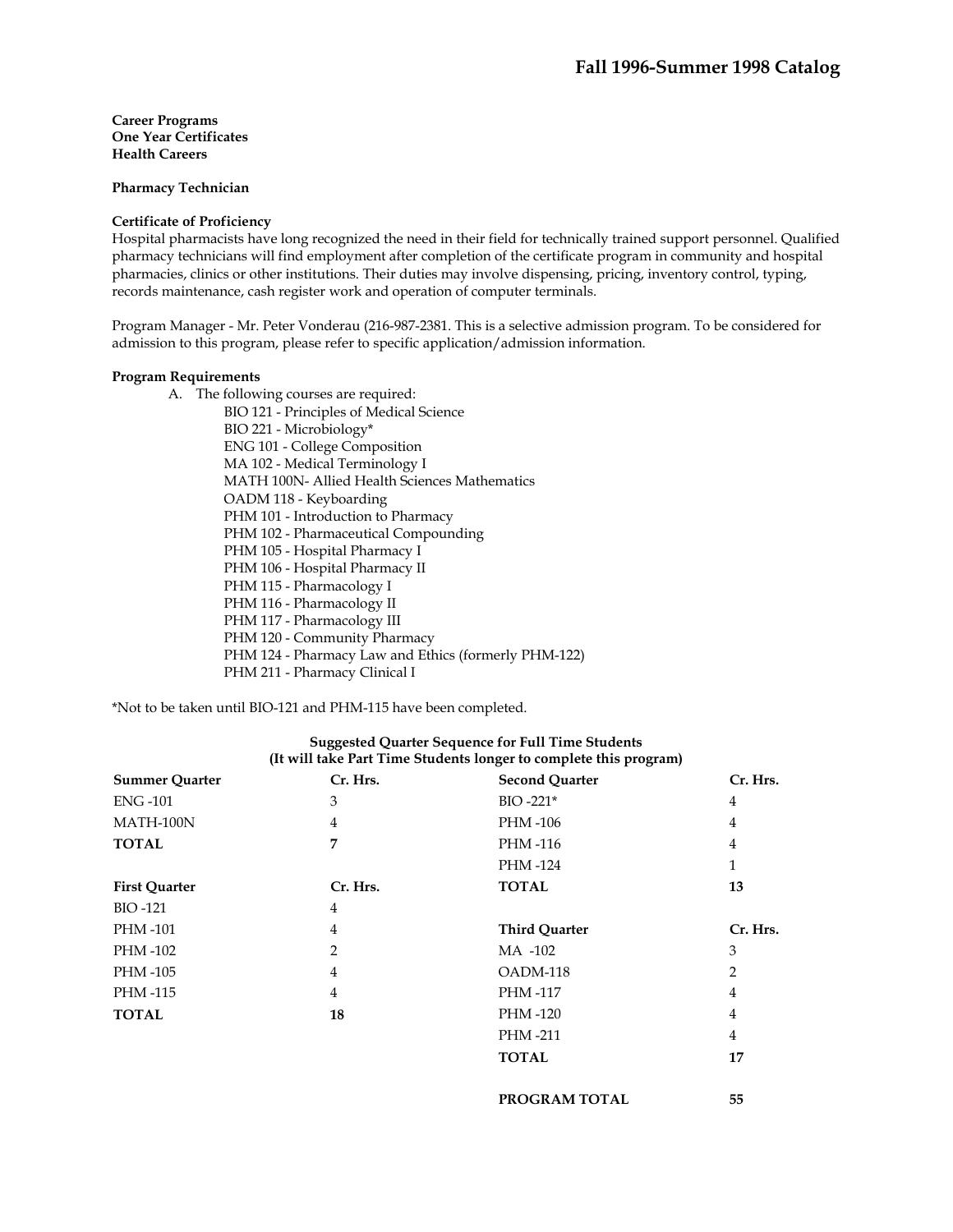**Career Programs**
**One Year Certificates**
**Health Careers**

**Pharmacy Technician**

**Certificate of Proficiency**
Hospital pharmacists have long recognized the need in their field for technically trained support personnel. Qualified pharmacy technicians will find employment after completion of the certificate program in community and hospital pharmacies, clinics or other institutions. Their duties may involve dispensing, pricing, inventory control, typing, records maintenance, cash register work and operation of computer terminals.

Program Manager - Mr. Peter Vonderau (216-987-2381. This is a selective admission program. To be considered for admission to this program, please refer to specific application/admission information.

**Program Requirements**

A. The following courses are required:
   - BIO 121 - Principles of Medical Science
   - BIO 221 - Microbiology*
   - ENG 101 - College Composition
   - MA 102 - Medical Terminology I
   - MATH 100N- Allied Health Sciences Mathematics
   - OADM 118 - Keyboarding
   - PHM 101 - Introduction to Pharmacy
   - PHM 102 - Pharmaceutical Compounding
   - PHM 105 - Hospital Pharmacy I
   - PHM 106 - Hospital Pharmacy II
   - PHM 115 - Pharmacology I
   - PHM 116 - Pharmacology II
   - PHM 117 - Pharmacology III
   - PHM 120 - Community Pharmacy
   - PHM 124 - Pharmacy Law and Ethics (formerly PHM-122)
   - PHM 211 - Pharmacy Clinical I

*Not to be taken until BIO-121 and PHM-115 have been completed.

**Suggested Quarter Sequence for Full Time Students**
**(It will take Part Time Students longer to complete this program)**

| Summer Quarter | Cr. Hrs. |
|---|---|
| ENG -101 | 3 |
| MATH-100N | 4 |
| **TOTAL** | **7** |

| First Quarter | Cr. Hrs. |
|---|---|
| BIO -121 | 4 |
| PHM -101 | 4 |
| PHM -102 | 2 |
| PHM -105 | 4 |
| PHM -115 | 4 |
| **TOTAL** | **18** |

| Second Quarter | Cr. Hrs. |
|---|---|
| BIO -221* | 4 |
| PHM -106 | 4 |
| PHM -116 | 4 |
| PHM -124 | 1 |
| **TOTAL** | **13** |

| Third Quarter | Cr. Hrs. |
|---|---|
| MA -102 | 3 |
| OADM-118 | 2 |
| PHM -117 | 4 |
| PHM -120 | 4 |
| PHM -211 | 4 |
| **TOTAL** | **17** |

**PROGRAM TOTAL** **55**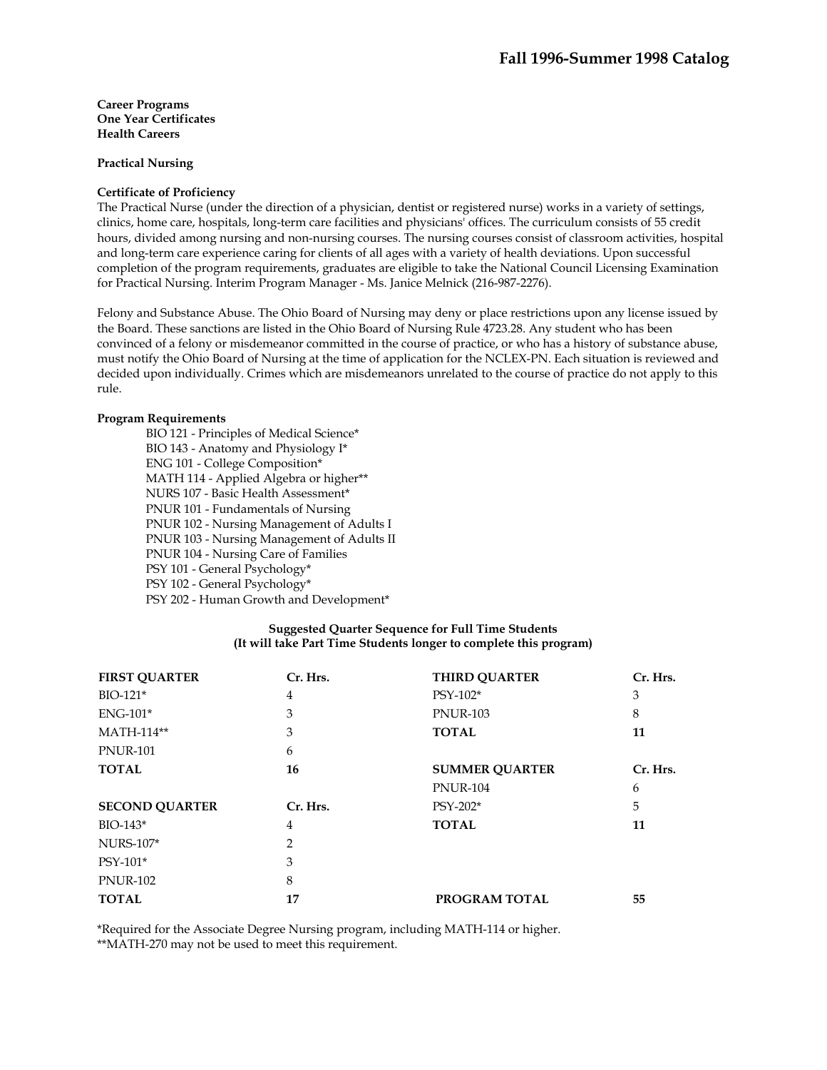**Career Programs**
**One Year Certificates**
**Health Careers**

**Practical Nursing**

**Certificate of Proficiency**

The Practical Nurse (under the direction of a physician, dentist or registered nurse) works in a variety of settings, clinics, home care, hospitals, long-term care facilities and physicians' offices. The curriculum consists of 55 credit hours, divided among nursing and non-nursing courses. The nursing courses consist of classroom activities, hospital and long-term care experience caring for clients of all ages with a variety of health deviations. Upon successful completion of the program requirements, graduates are eligible to take the National Council Licensing Examination for Practical Nursing. Interim Program Manager - Ms. Janice Melnick (216-987-2276).

Felony and Substance Abuse. The Ohio Board of Nursing may deny or place restrictions upon any license issued by the Board. These sanctions are listed in the Ohio Board of Nursing Rule 4723.28. Any student who has been convinced of a felony or misdemeanor committed in the course of practice, or who has a history of substance abuse, must notify the Ohio Board of Nursing at the time of application for the NCLEX-PN. Each situation is reviewed and decided upon individually. Crimes which are misdemeanors unrelated to the course of practice do not apply to this rule.

**Program Requirements**

- BIO 121 - Principles of Medical Science*
- BIO 143 - Anatomy and Physiology I*
- ENG 101 - College Composition*
- MATH 114 - Applied Algebra or higher**
- NURS 107 - Basic Health Assessment*
- PNUR 101 - Fundamentals of Nursing
- PNUR 102 - Nursing Management of Adults I
- PNUR 103 - Nursing Management of Adults II
- PNUR 104 - Nursing Care of Families
- PSY 101 - General Psychology*
- PSY 102 - General Psychology*
- PSY 202 - Human Growth and Development*

**Suggested Quarter Sequence for Full Time Students**
**(It will take Part Time Students longer to complete this program)**

| FIRST QUARTER | Cr. Hrs. | THIRD QUARTER | Cr. Hrs. |
|---|---|---|---|
| BIO-121* | 4 | PSY-102* | 3 |
| ENG-101* | 3 | PNUR-103 | 8 |
| MATH-114** | 3 | **TOTAL** | **11** |
| PNUR-101 | 6 | | |
| **TOTAL** | **16** | **SUMMER QUARTER** | **Cr. Hrs.** |
| | | PNUR-104 | 6 |
| **SECOND QUARTER** | **Cr. Hrs.** | PSY-202* | 5 |
| BIO-143* | 4 | **TOTAL** | **11** |
| NURS-107* | 2 | | |
| PSY-101* | 3 | | |
| PNUR-102 | 8 | | |
| **TOTAL** | **17** | **PROGRAM TOTAL** | **55** |

*Required for the Associate Degree Nursing program, including MATH-114 or higher.
**MATH-270 may not be used to meet this requirement.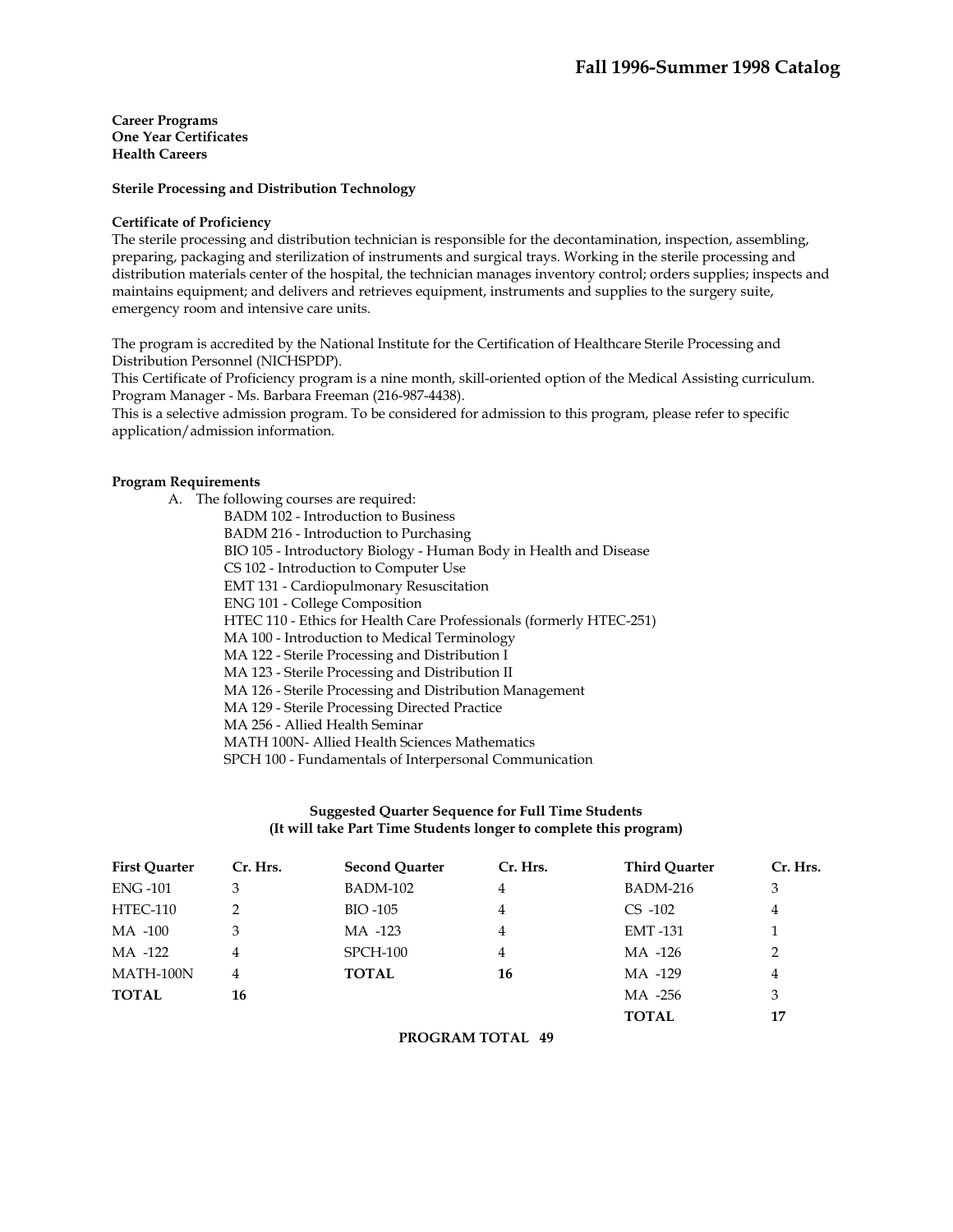**Career Programs**
**One Year Certificates**
**Health Careers**

**Sterile Processing and Distribution Technology**

**Certificate of Proficiency**

The sterile processing and distribution technician is responsible for the decontamination, inspection, assembling, preparing, packaging and sterilization of instruments and surgical trays. Working in the sterile processing and distribution materials center of the hospital, the technician manages inventory control; orders supplies; inspects and maintains equipment; and delivers and retrieves equipment, instruments and supplies to the surgery suite, emergency room and intensive care units.

The program is accredited by the National Institute for the Certification of Healthcare Sterile Processing and Distribution Personnel (NICHSPDP).
This Certificate of Proficiency program is a nine month, skill-oriented option of the Medical Assisting curriculum.
Program Manager - Ms. Barbara Freeman (216-987-4438).
This is a selective admission program. To be considered for admission to this program, please refer to specific application/admission information.

**Program Requirements**

A. The following courses are required:
   - BADM 102 - Introduction to Business
   - BADM 216 - Introduction to Purchasing
   - BIO 105 - Introductory Biology - Human Body in Health and Disease
   - CS 102 - Introduction to Computer Use
   - EMT 131 - Cardiopulmonary Resuscitation
   - ENG 101 - College Composition
   - HTEC 110 - Ethics for Health Care Professionals (formerly HTEC-251)
   - MA 100 - Introduction to Medical Terminology
   - MA 122 - Sterile Processing and Distribution I
   - MA 123 - Sterile Processing and Distribution II
   - MA 126 - Sterile Processing and Distribution Management
   - MA 129 - Sterile Processing Directed Practice
   - MA 256 - Allied Health Seminar
   - MATH 100N- Allied Health Sciences Mathematics
   - SPCH 100 - Fundamentals of Interpersonal Communication

**Suggested Quarter Sequence for Full Time Students**
**(It will take Part Time Students longer to complete this program)**

| First Quarter | Cr. Hrs. | Second Quarter | Cr. Hrs. | Third Quarter | Cr. Hrs. |
|---|---|---|---|---|---|
| ENG -101 | 3 | BADM-102 | 4 | BADM-216 | 3 |
| HTEC-110 | 2 | BIO -105 | 4 | CS -102 | 4 |
| MA -100 | 3 | MA -123 | 4 | EMT -131 | 1 |
| MA -122 | 4 | SPCH-100 | 4 | MA -126 | 2 |
| MATH-100N | 4 | **TOTAL** | **16** | MA -129 | 4 |
| **TOTAL** | **16** | | | MA -256 | 3 |
| | | | | **TOTAL** | **17** |

**PROGRAM TOTAL 49**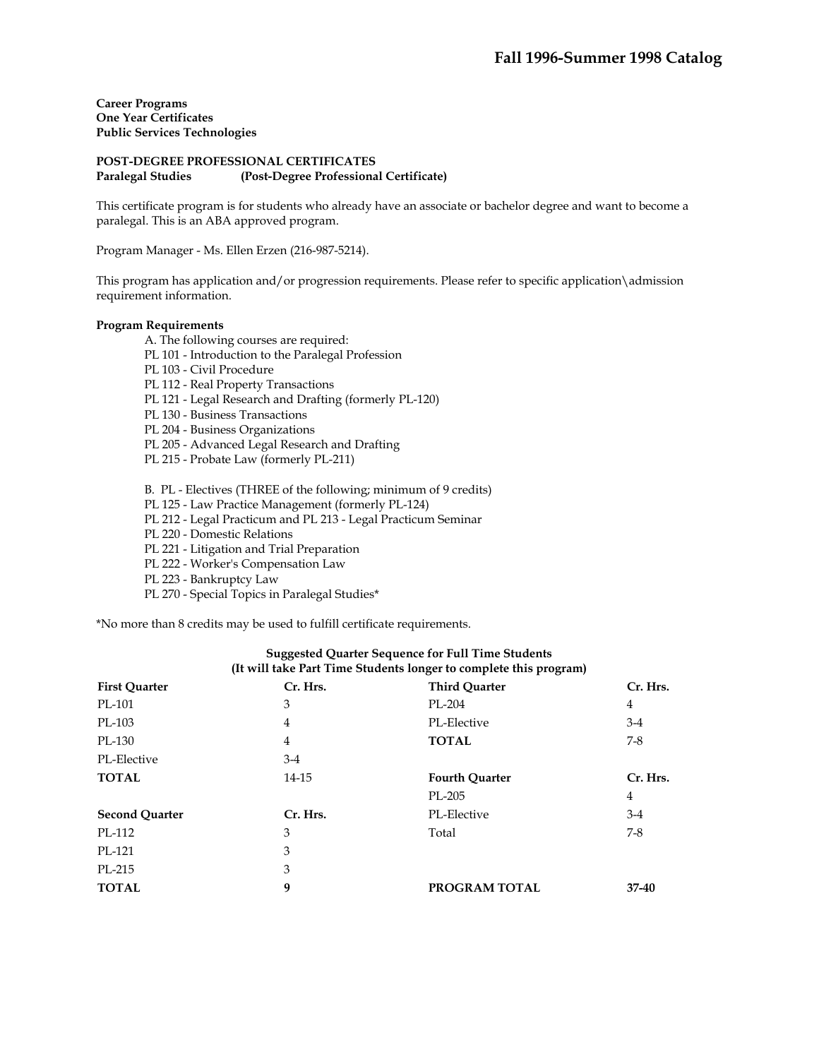**Career Programs**
**One Year Certificates**
**Public Services Technologies**

**POST-DEGREE PROFESSIONAL CERTIFICATES**
**Paralegal Studies (Post-Degree Professional Certificate)**

This certificate program is for students who already have an associate or bachelor degree and want to become a paralegal. This is an ABA approved program.

Program Manager - Ms. Ellen Erzen (216-987-5214).

This program has application and/or progression requirements. Please refer to specific application\admission requirement information.

**Program Requirements**

A. The following courses are required:
PL 101 - Introduction to the Paralegal Profession
PL 103 - Civil Procedure
PL 112 - Real Property Transactions
PL 121 - Legal Research and Drafting (formerly PL-120)
PL 130 - Business Transactions
PL 204 - Business Organizations
PL 205 - Advanced Legal Research and Drafting
PL 215 - Probate Law (formerly PL-211)

B. PL - Electives (THREE of the following; minimum of 9 credits)
PL 125 - Law Practice Management (formerly PL-124)
PL 212 - Legal Practicum and PL 213 - Legal Practicum Seminar
PL 220 - Domestic Relations
PL 221 - Litigation and Trial Preparation
PL 222 - Worker's Compensation Law
PL 223 - Bankruptcy Law
PL 270 - Special Topics in Paralegal Studies*

*No more than 8 credits may be used to fulfill certificate requirements.

**Suggested Quarter Sequence for Full Time Students**
**(It will take Part Time Students longer to complete this program)**

| **First Quarter** | **Cr. Hrs.** | **Third Quarter** | **Cr. Hrs.** |
|---|---|---|---|
| PL-101 | 3 | PL-204 | 4 |
| PL-103 | 4 | PL-Elective | 3-4 |
| PL-130 | 4 | **TOTAL** | 7-8 |
| PL-Elective | 3-4 | | |
| **TOTAL** | 14-15 | **Fourth Quarter** | **Cr. Hrs.** |
| | | PL-205 | 4 |
| **Second Quarter** | **Cr. Hrs.** | PL-Elective | 3-4 |
| PL-112 | 3 | Total | 7-8 |
| PL-121 | 3 | | |
| PL-215 | 3 | | |
| **TOTAL** | **9** | **PROGRAM TOTAL** | **37-40** |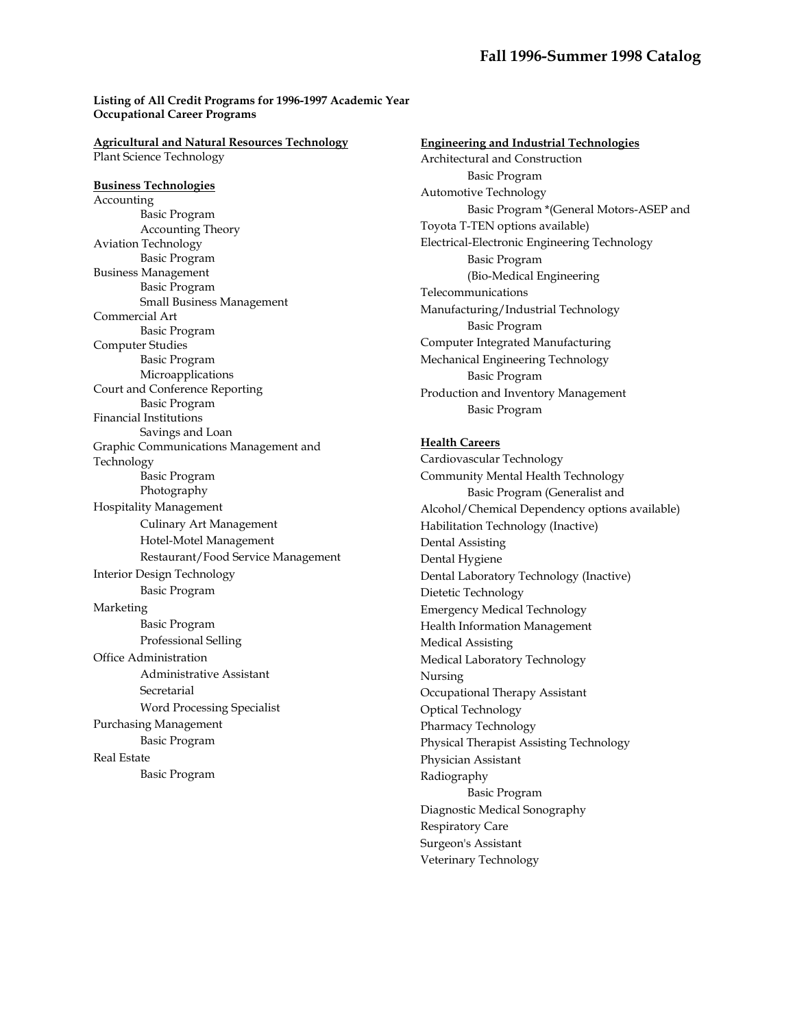**Listing of All Credit Programs for 1996-1997 Academic Year**
**Occupational Career Programs**

**Agricultural and Natural Resources Technology**

Plant Science Technology

**Business Technologies**

Accounting
- Basic Program
- Accounting Theory

Aviation Technology
- Basic Program

Business Management
- Basic Program
- Small Business Management

Commercial Art
- Basic Program

Computer Studies
- Basic Program
- Microapplications

Court and Conference Reporting
- Basic Program

Financial Institutions
- Savings and Loan

Graphic Communications Management and Technology
- Basic Program
- Photography

Hospitality Management
- Culinary Art Management
- Hotel-Motel Management
- Restaurant/Food Service Management

Interior Design Technology
- Basic Program

Marketing
- Basic Program
- Professional Selling

Office Administration
- Administrative Assistant
- Secretarial
- Word Processing Specialist

Purchasing Management
- Basic Program

Real Estate
- Basic Program

**Engineering and Industrial Technologies**

Architectural and Construction
- Basic Program

Automotive Technology
- Basic Program *(General Motors-ASEP and Toyota T-TEN options available)

Electrical-Electronic Engineering Technology
- Basic Program
- (Bio-Medical Engineering

Telecommunications

Manufacturing/Industrial Technology
- Basic Program

Computer Integrated Manufacturing

Mechanical Engineering Technology
- Basic Program

Production and Inventory Management
- Basic Program

**Health Careers**

Cardiovascular Technology

Community Mental Health Technology
- Basic Program (Generalist and Alcohol/Chemical Dependency options available)

Habilitation Technology (Inactive)

Dental Assisting

Dental Hygiene

Dental Laboratory Technology (Inactive)

Dietetic Technology

Emergency Medical Technology

Health Information Management

Medical Assisting

Medical Laboratory Technology

Nursing

Occupational Therapy Assistant

Optical Technology

Pharmacy Technology

Physical Therapist Assisting Technology

Physician Assistant

Radiography
- Basic Program

Diagnostic Medical Sonography

Respiratory Care

Surgeon's Assistant

Veterinary Technology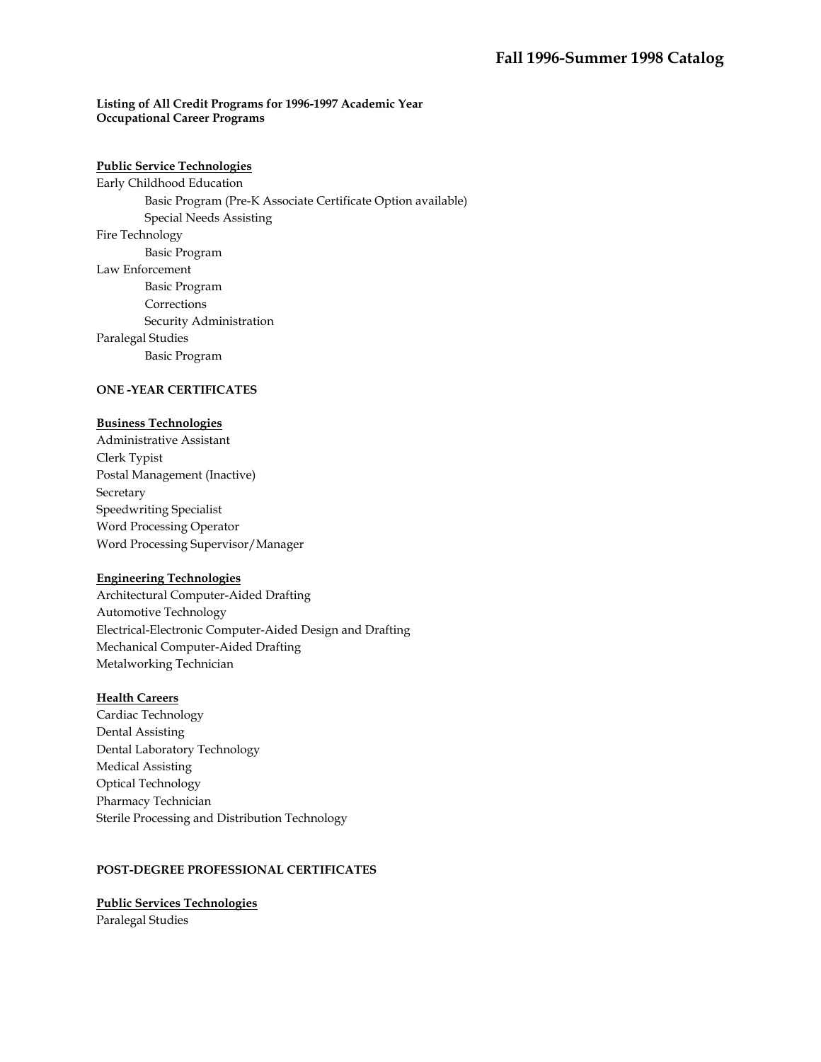**Listing of All Credit Programs for 1996-1997 Academic Year**
**Occupational Career Programs**

**Public Service Technologies**

Early Childhood Education
- Basic Program (Pre-K Associate Certificate Option available)
- Special Needs Assisting

Fire Technology
- Basic Program

Law Enforcement
- Basic Program
- Corrections
- Security Administration

Paralegal Studies
- Basic Program

## ONE -YEAR CERTIFICATES

**Business Technologies**

Administrative Assistant
Clerk Typist
Postal Management (Inactive)
Secretary
Speedwriting Specialist
Word Processing Operator
Word Processing Supervisor/Manager

**Engineering Technologies**

Architectural Computer-Aided Drafting
Automotive Technology
Electrical-Electronic Computer-Aided Design and Drafting
Mechanical Computer-Aided Drafting
Metalworking Technician

**Health Careers**

Cardiac Technology
Dental Assisting
Dental Laboratory Technology
Medical Assisting
Optical Technology
Pharmacy Technician
Sterile Processing and Distribution Technology

## POST-DEGREE PROFESSIONAL CERTIFICATES

**Public Services Technologies**

Paralegal Studies